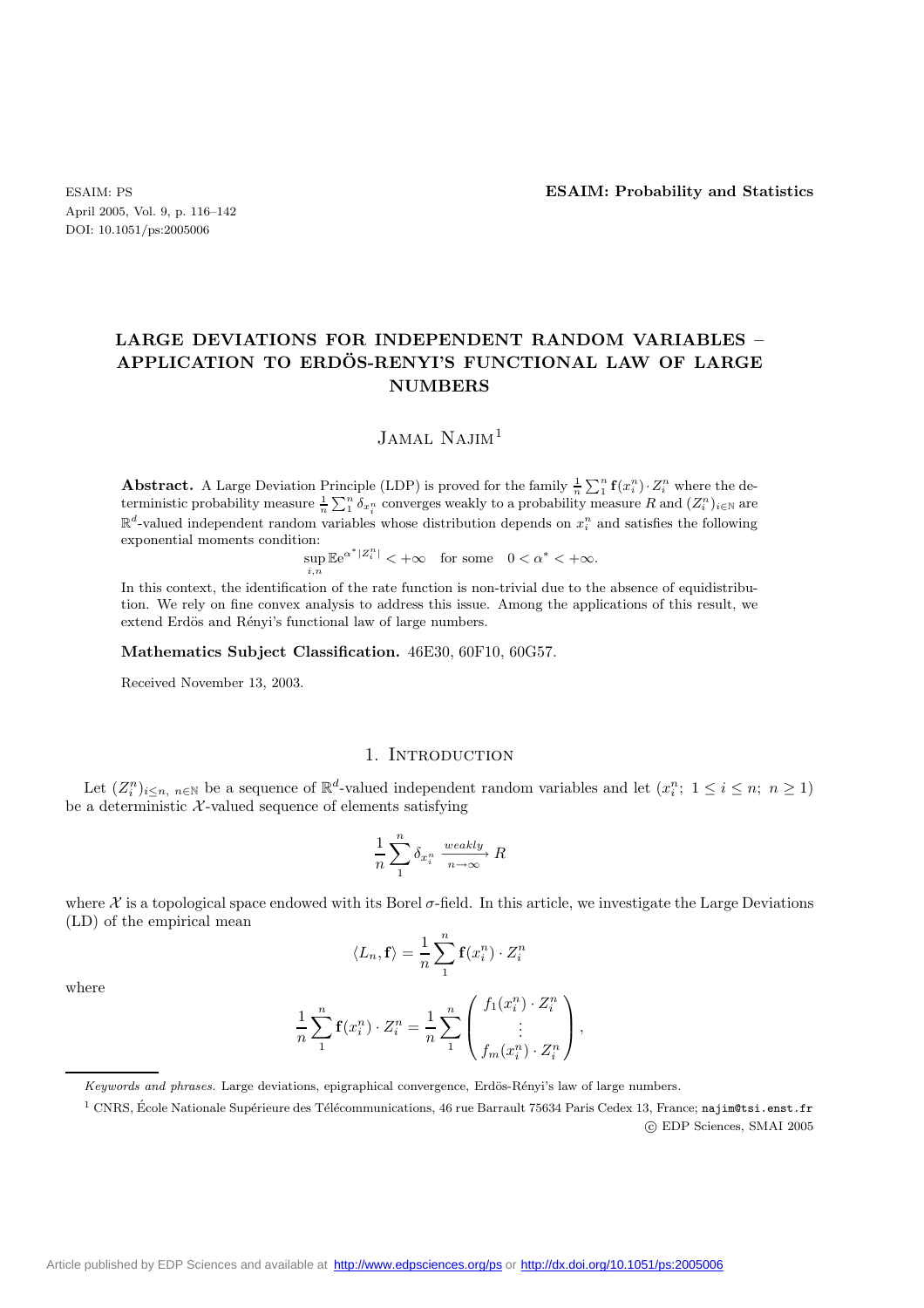# LARGE DEVIATIONS FOR INDEPENDENT RANDOM VARIABLES – APPLICATION TO ERDÖS-RENYI'S FUNCTIONAL LAW OF LARGE NUMBERS

Jamal Najim[1]

**Abstract.** A Large Deviation Principle (LDP) is proved for the family $\frac{1}{n}\sum_1^n \mathbf{f}(x_i^n)\cdot Z_i^n$ where the deterministic probability measure $\frac{1}{n}\sum_1^n \delta_{x_i^n}$ converges weakly to a probability measure $R$ and $(Z_i^n)_{i\in\mathbb{N}}$ are $\mathbb{R}^d$-valued independent random variables whose distribution depends on $x_i^n$ and satisfies the following exponential moments condition:

$$\sup_{i,n} \mathbb{E}e^{\alpha^*|Z_i^n|} < +\infty \quad \text{for some} \quad 0 < \alpha^* < +\infty.$$

In this context, the identification of the rate function is non-trivial due to the absence of equidistribution. We rely on fine convex analysis to address this issue. Among the applications of this result, we extend Erdös and Rényi's functional law of large numbers.

**Mathematics Subject Classification.** 46E30, 60F10, 60G57.

Received November 13, 2003.

## 1. Introduction

Let $(Z_i^n)_{i\le n,\ n\in\mathbb{N}}$ be a sequence of $\mathbb{R}^d$-valued independent random variables and let $(x_i^n;\ 1\le i\le n;\ n\ge 1)$ be a deterministic $\mathcal{X}$-valued sequence of elements satisfying

$$\frac{1}{n}\sum_1^n \delta_{x_i^n} \xrightarrow[n\to\infty]{weakly} R$$

where $\mathcal{X}$ is a topological space endowed with its Borel $\sigma$-field. In this article, we investigate the Large Deviations (LD) of the empirical mean

$$\langle L_n, \mathbf{f}\rangle = \frac{1}{n}\sum_1^n \mathbf{f}(x_i^n)\cdot Z_i^n$$

where

$$\frac{1}{n}\sum_1^n \mathbf{f}(x_i^n)\cdot Z_i^n = \frac{1}{n}\sum_1^n \begin{pmatrix} f_1(x_i^n)\cdot Z_i^n \\ \vdots \\ f_m(x_i^n)\cdot Z_i^n \end{pmatrix},$$

*Keywords and phrases.* Large deviations, epigraphical convergence, Erdös-Rényi's law of large numbers.

[1] CNRS, École Nationale Supérieure des Télécommunications, 46 rue Barrault 75634 Paris Cedex 13, France; najim@tsi.enst.fr

© EDP Sciences, SMAI 2005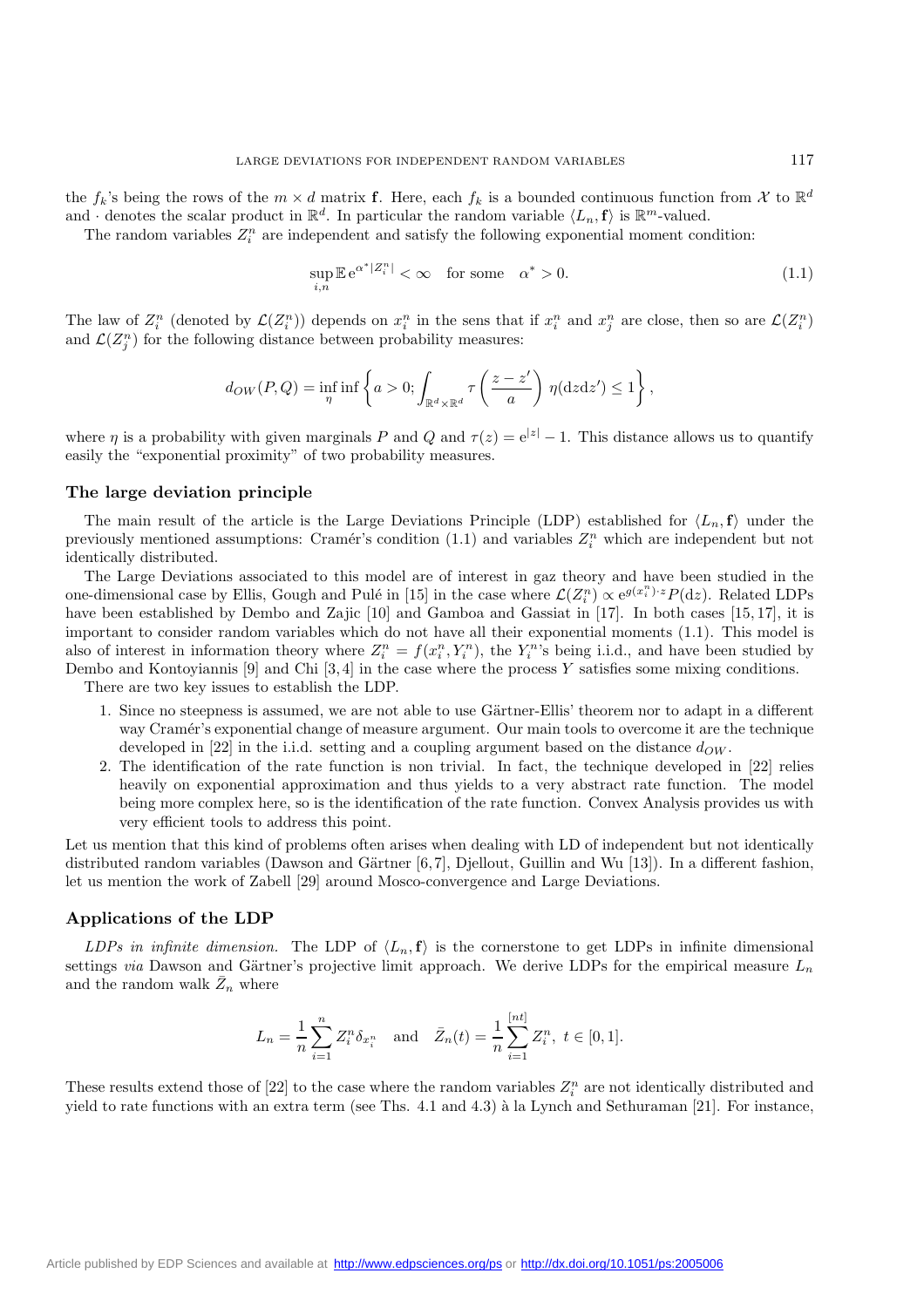the $f_k$'s being the rows of the $m \times d$ matrix $\mathbf{f}$. Here, each $f_k$ is a bounded continuous function from $\mathcal{X}$ to $\mathbb{R}^d$ and $\cdot$ denotes the scalar product in $\mathbb{R}^d$. In particular the random variable $\langle L_n, \mathbf{f}\rangle$ is $\mathbb{R}^m$-valued.

The random variables $Z_i^n$ are independent and satisfy the following exponential moment condition:

$$\sup_{i,n} \mathbb{E}\, \mathrm{e}^{\alpha^* |Z_i^n|} < \infty \quad \text{for some} \quad \alpha^* > 0. \tag{1.1}$$

The law of $Z_i^n$ (denoted by $\mathcal{L}(Z_i^n)$) depends on $x_i^n$ in the sens that if $x_i^n$ and $x_j^n$ are close, then so are $\mathcal{L}(Z_i^n)$ and $\mathcal{L}(Z_j^n)$ for the following distance between probability measures:

$$d_{OW}(P,Q) = \inf_\eta \inf \left\{ a > 0; \int_{\mathbb{R}^d \times \mathbb{R}^d} \tau\left(\frac{z - z'}{a}\right) \eta(\mathrm{d}z \mathrm{d}z') \leq 1 \right\},$$

where $\eta$ is a probability with given marginals $P$ and $Q$ and $\tau(z) = \mathrm{e}^{|z|} - 1$. This distance allows us to quantify easily the "exponential proximity" of two probability measures.

### The large deviation principle

The main result of the article is the Large Deviations Principle (LDP) established for $\langle L_n, \mathbf{f}\rangle$ under the previously mentioned assumptions: Cramér's condition (1.1) and variables $Z_i^n$ which are independent but not identically distributed.

The Large Deviations associated to this model are of interest in gaz theory and have been studied in the one-dimensional case by Ellis, Gough and Pulé in [15] in the case where $\mathcal{L}(Z_i^n) \propto \mathrm{e}^{g(x_i^n)\cdot z} P(\mathrm{d}z)$. Related LDPs have been established by Dembo and Zajic [10] and Gamboa and Gassiat in [17]. In both cases [15,17], it is important to consider random variables which do not have all their exponential moments (1.1). This model is also of interest in information theory where $Z_i^n = f(x_i^n, Y_i^n)$, the $Y_i^n$'s being i.i.d., and have been studied by Dembo and Kontoyiannis [9] and Chi [3,4] in the case where the process $Y$ satisfies some mixing conditions.

There are two key issues to establish the LDP.

1. Since no steepness is assumed, we are not able to use Gärtner-Ellis' theorem nor to adapt in a different way Cramér's exponential change of measure argument. Our main tools to overcome it are the technique developed in [22] in the i.i.d. setting and a coupling argument based on the distance $d_{OW}$.
2. The identification of the rate function is non trivial. In fact, the technique developed in [22] relies heavily on exponential approximation and thus yields to a very abstract rate function. The model being more complex here, so is the identification of the rate function. Convex Analysis provides us with very efficient tools to address this point.

Let us mention that this kind of problems often arises when dealing with LD of independent but not identically distributed random variables (Dawson and Gärtner [6,7], Djellout, Guillin and Wu [13]). In a different fashion, let us mention the work of Zabell [29] around Mosco-convergence and Large Deviations.

### Applications of the LDP

*LDPs in infinite dimension.* The LDP of $\langle L_n, \mathbf{f}\rangle$ is the cornerstone to get LDPs in infinite dimensional settings *via* Dawson and Gärtner's projective limit approach. We derive LDPs for the empirical measure $L_n$ and the random walk $\bar{Z}_n$ where

$$L_n = \frac{1}{n}\sum_{i=1}^n Z_i^n \delta_{x_i^n} \quad \text{and} \quad \bar{Z}_n(t) = \frac{1}{n}\sum_{i=1}^{[nt]} Z_i^n,\ t \in [0,1].$$

These results extend those of [22] to the case where the random variables $Z_i^n$ are not identically distributed and yield to rate functions with an extra term (see Ths. 4.1 and 4.3) à la Lynch and Sethuraman [21]. For instance,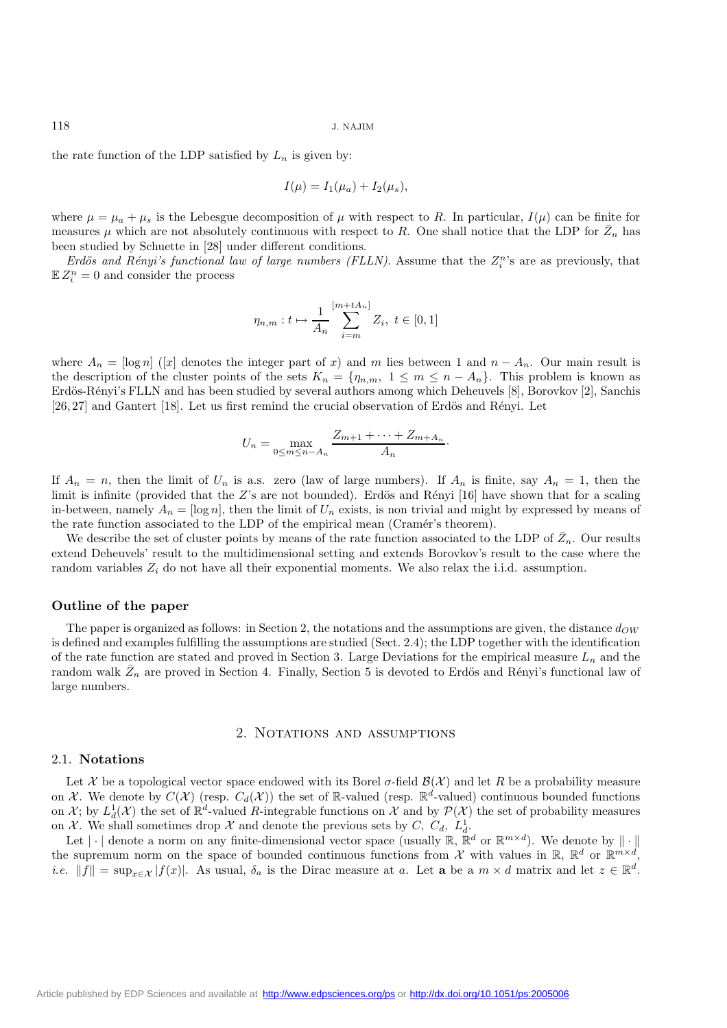the rate function of the LDP satisfied by $L_n$ is given by:

$$I(\mu) = I_1(\mu_a) + I_2(\mu_s),$$

where $\mu = \mu_a + \mu_s$ is the Lebesgue decomposition of $\mu$ with respect to $R$. In particular, $I(\mu)$ can be finite for measures $\mu$ which are not absolutely continuous with respect to $R$. One shall notice that the LDP for $\bar{Z}_n$ has been studied by Schuette in [28] under different conditions.

*Erdös and Rényi's functional law of large numbers (FLLN).* Assume that the $Z_i^n$'s are as previously, that $\mathbb{E}\, Z_i^n = 0$ and consider the process

$$\eta_{n,m} : t \mapsto \frac{1}{A_n} \sum_{i=m}^{[m+tA_n]} Z_i, \ t \in [0,1]$$

where $A_n = [\log n]$ ($[x]$ denotes the integer part of $x$) and $m$ lies between 1 and $n - A_n$. Our main result is the description of the cluster points of the sets $K_n = \{\eta_{n,m},\ 1 \le m \le n - A_n\}$. This problem is known as Erdös-Rényi's FLLN and has been studied by several authors among which Deheuvels [8], Borovkov [2], Sanchis [26, 27] and Gantert [18]. Let us first remind the crucial observation of Erdös and Rényi. Let

$$U_n = \max_{0 \le m \le n - A_n} \frac{Z_{m+1} + \cdots + Z_{m+A_n}}{A_n}.$$

If $A_n = n$, then the limit of $U_n$ is a.s. zero (law of large numbers). If $A_n$ is finite, say $A_n = 1$, then the limit is infinite (provided that the $Z$'s are not bounded). Erdös and Rényi [16] have shown that for a scaling in-between, namely $A_n = [\log n]$, then the limit of $U_n$ exists, is non trivial and might by expressed by means of the rate function associated to the LDP of the empirical mean (Cramér's theorem).

We describe the set of cluster points by means of the rate function associated to the LDP of $\bar{Z}_n$. Our results extend Deheuvels' result to the multidimensional setting and extends Borovkov's result to the case where the random variables $Z_i$ do not have all their exponential moments. We also relax the i.i.d. assumption.

## Outline of the paper

The paper is organized as follows: in Section 2, the notations and the assumptions are given, the distance $d_{OW}$ is defined and examples fulfilling the assumptions are studied (Sect. 2.4); the LDP together with the identification of the rate function are stated and proved in Section 3. Large Deviations for the empirical measure $L_n$ and the random walk $\bar{Z}_n$ are proved in Section 4. Finally, Section 5 is devoted to Erdös and Rényi's functional law of large numbers.

## 2. Notations and assumptions

### 2.1. Notations

Let $\mathcal{X}$ be a topological vector space endowed with its Borel $\sigma$-field $\mathcal{B}(\mathcal{X})$ and let $R$ be a probability measure on $\mathcal{X}$. We denote by $C(\mathcal{X})$ (resp. $C_d(\mathcal{X})$) the set of $\mathbb{R}$-valued (resp. $\mathbb{R}^d$-valued) continuous bounded functions on $\mathcal{X}$; by $L_d^1(\mathcal{X})$ the set of $\mathbb{R}^d$-valued $R$-integrable functions on $\mathcal{X}$ and by $\mathcal{P}(\mathcal{X})$ the set of probability measures on $\mathcal{X}$. We shall sometimes drop $\mathcal{X}$ and denote the previous sets by $C,\ C_d,\ L_d^1$.

Let $|\cdot|$ denote a norm on any finite-dimensional vector space (usually $\mathbb{R}$, $\mathbb{R}^d$ or $\mathbb{R}^{m\times d}$). We denote by $\|\cdot\|$ the supremum norm on the space of bounded continuous functions from $\mathcal{X}$ with values in $\mathbb{R}$, $\mathbb{R}^d$ or $\mathbb{R}^{m\times d}$, *i.e.* $\|f\| = \sup_{x\in\mathcal{X}} |f(x)|$. As usual, $\delta_a$ is the Dirac measure at $a$. Let $\mathbf{a}$ be a $m \times d$ matrix and let $z \in \mathbb{R}^d$.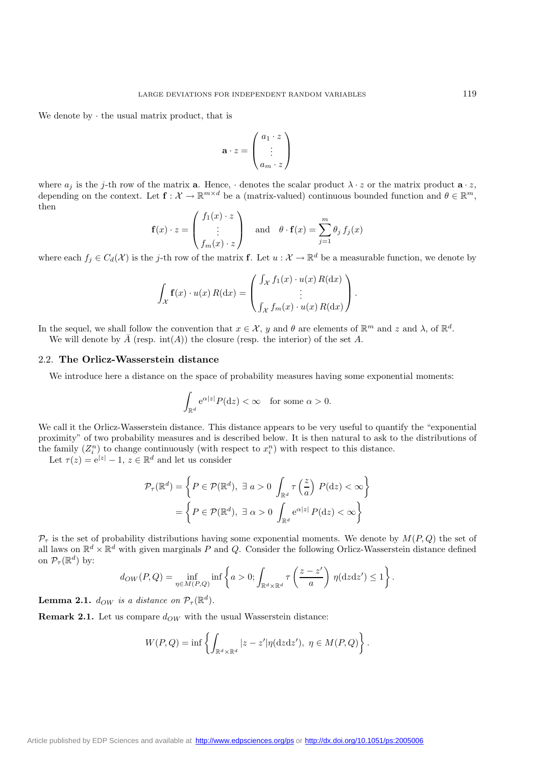We denote by $\cdot$ the usual matrix product, that is

$$\mathbf{a} \cdot z = \begin{pmatrix} a_1 \cdot z \\ \vdots \\ a_m \cdot z \end{pmatrix}$$

where $a_j$ is the $j$-th row of the matrix $\mathbf{a}$. Hence, $\cdot$ denotes the scalar product $\lambda \cdot z$ or the matrix product $\mathbf{a} \cdot z$, depending on the context. Let $\mathbf{f} : \mathcal{X} \to \mathbb{R}^{m \times d}$ be a (matrix-valued) continuous bounded function and $\theta \in \mathbb{R}^m$, then

$$\mathbf{f}(x) \cdot z = \begin{pmatrix} f_1(x) \cdot z \\ \vdots \\ f_m(x) \cdot z \end{pmatrix} \quad \text{and} \quad \theta \cdot \mathbf{f}(x) = \sum_{j=1}^{m} \theta_j \, f_j(x)$$

where each $f_j \in C_d(\mathcal{X})$ is the $j$-th row of the matrix $\mathbf{f}$. Let $u : \mathcal{X} \to \mathbb{R}^d$ be a measurable function, we denote by

$$\int_{\mathcal{X}} \mathbf{f}(x) \cdot u(x) \, R(\mathrm{d}x) = \begin{pmatrix} \int_{\mathcal{X}} f_1(x) \cdot u(x) \, R(\mathrm{d}x) \\ \vdots \\ \int_{\mathcal{X}} f_m(x) \cdot u(x) \, R(\mathrm{d}x) \end{pmatrix}.$$

In the sequel, we shall follow the convention that $x \in \mathcal{X}$, $y$ and $\theta$ are elements of $\mathbb{R}^m$ and $z$ and $\lambda$, of $\mathbb{R}^d$.

We will denote by $\bar{A}$ (resp. $\mathrm{int}(A)$) the closure (resp. the interior) of the set $A$.

## 2.2. **The Orlicz-Wasserstein distance**

We introduce here a distance on the space of probability measures having some exponential moments:

$$\int_{\mathbb{R}^d} \mathrm{e}^{\alpha |z|} P(\mathrm{d}z) < \infty \quad \text{for some } \alpha > 0.$$

We call it the Orlicz-Wasserstein distance. This distance appears to be very useful to quantify the "exponential proximity" of two probability measures and is described below. It is then natural to ask to the distributions of the family $(Z_i^n)$ to change continuously (with respect to $x_i^n$) with respect to this distance.

Let $\tau(z) = \mathrm{e}^{|z|} - 1$, $z \in \mathbb{R}^d$ and let us consider

$$\begin{aligned}
\mathcal{P}_\tau(\mathbb{R}^d) &= \left\{ P \in \mathcal{P}(\mathbb{R}^d), \; \exists \; a > 0 \; \int_{\mathbb{R}^d} \tau\left(\frac{z}{a}\right) \, P(\mathrm{d}z) < \infty \right\} \\
&= \left\{ P \in \mathcal{P}(\mathbb{R}^d), \; \exists \; \alpha > 0 \; \int_{\mathbb{R}^d} \mathrm{e}^{\alpha |z|} \, P(\mathrm{d}z) < \infty \right\}
\end{aligned}$$

$\mathcal{P}_\tau$ is the set of probability distributions having some exponential moments. We denote by $M(P,Q)$ the set of all laws on $\mathbb{R}^d \times \mathbb{R}^d$ with given marginals $P$ and $Q$. Consider the following Orlicz-Wasserstein distance defined on $\mathcal{P}_\tau(\mathbb{R}^d)$ by:

$$d_{OW}(P,Q) = \inf_{\eta \in M(P,Q)} \inf \left\{ a > 0; \int_{\mathbb{R}^d \times \mathbb{R}^d} \tau\left(\frac{z - z'}{a}\right) \, \eta(\mathrm{d}z\mathrm{d}z') \leq 1 \right\}.$$

**Lemma 2.1.** *$d_{OW}$ is a distance on $\mathcal{P}_\tau(\mathbb{R}^d)$.*

**Remark 2.1.** Let us compare $d_{OW}$ with the usual Wasserstein distance:

$$W(P,Q) = \inf \left\{ \int_{\mathbb{R}^d \times \mathbb{R}^d} |z - z'| \eta(\mathrm{d}z\mathrm{d}z'), \; \eta \in M(P,Q) \right\}.$$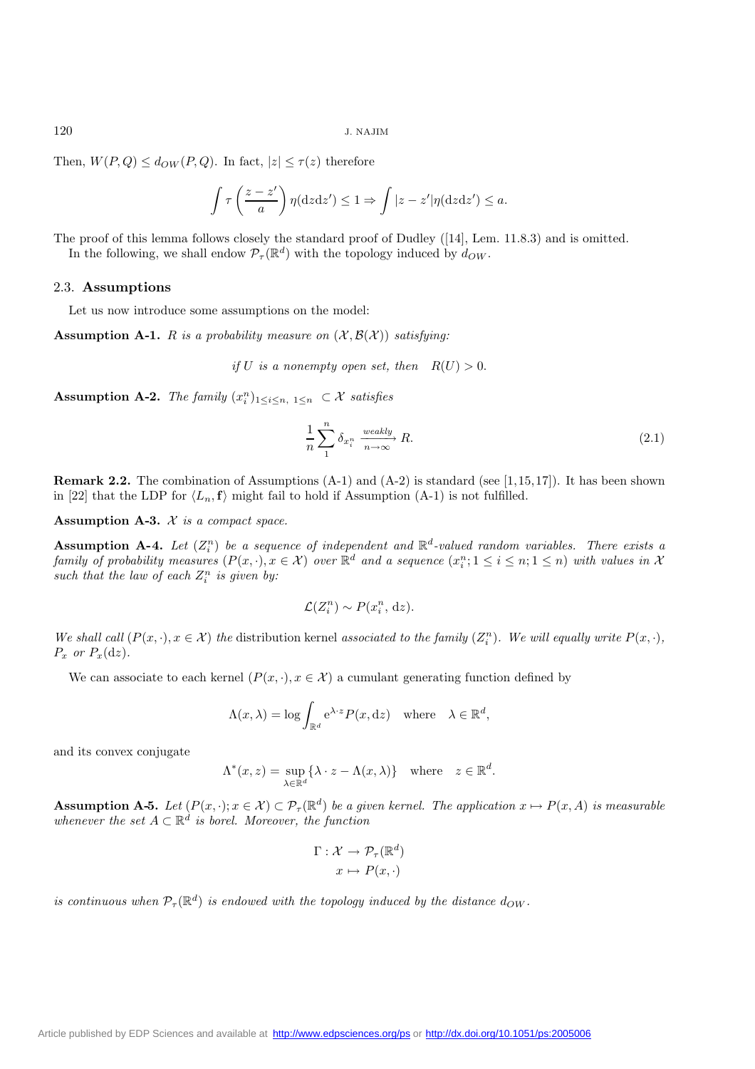Then, $W(P,Q) \le d_{OW}(P,Q)$. In fact, $|z| \le \tau(z)$ therefore

$$\int \tau\left(\frac{z-z'}{a}\right)\eta(\mathrm{d}z\mathrm{d}z') \le 1 \Rightarrow \int |z-z'|\eta(\mathrm{d}z\mathrm{d}z') \le a.$$

The proof of this lemma follows closely the standard proof of Dudley ([14], Lem. 11.8.3) and is omitted.

In the following, we shall endow $\mathcal{P}_\tau(\mathbb{R}^d)$ with the topology induced by $d_{OW}$.

### 2.3. Assumptions

Let us now introduce some assumptions on the model:

**Assumption A-1.** *$R$ is a probability measure on $(\mathcal{X}, \mathcal{B}(\mathcal{X}))$ satisfying:*

$$\text{if } U \text{ is a nonempty open set, then} \quad R(U) > 0.$$

**Assumption A-2.** *The family $(x_i^n)_{1\le i \le n,\ 1\le n} \subset \mathcal{X}$ satisfies*

$$\frac{1}{n}\sum_{1}^{n} \delta_{x_i^n} \xrightarrow[n\to\infty]{\text{weakly}} R. \tag{2.1}$$

**Remark 2.2.** The combination of Assumptions (A-1) and (A-2) is standard (see [1,15,17]). It has been shown in [22] that the LDP for $\langle L_n, \mathbf{f}\rangle$ might fail to hold if Assumption (A-1) is not fulfilled.

**Assumption A-3.** *$\mathcal{X}$ is a compact space.*

**Assumption A-4.** *Let $(Z_i^n)$ be a sequence of independent and $\mathbb{R}^d$-valued random variables. There exists a family of probability measures $(P(x,\cdot), x \in \mathcal{X})$ over $\mathbb{R}^d$ and a sequence $(x_i^n; 1 \le i \le n; 1 \le n)$ with values in $\mathcal{X}$ such that the law of each $Z_i^n$ is given by:*

$$\mathcal{L}(Z_i^n) \sim P(x_i^n, \mathrm{d}z).$$

*We shall call $(P(x,\cdot), x \in \mathcal{X})$ the* distribution kernel *associated to the family $(Z_i^n)$. We will equally write $P(x,\cdot)$, $P_x$ or $P_x(\mathrm{d}z)$.*

We can associate to each kernel $(P(x,\cdot), x \in \mathcal{X})$ a cumulant generating function defined by

$$\Lambda(x,\lambda) = \log \int_{\mathbb{R}^d} \mathrm{e}^{\lambda\cdot z} P(x, \mathrm{d}z) \quad \text{where} \quad \lambda \in \mathbb{R}^d,$$

and its convex conjugate

$$\Lambda^*(x,z) = \sup_{\lambda\in\mathbb{R}^d}\{\lambda \cdot z - \Lambda(x,\lambda)\} \quad \text{where} \quad z \in \mathbb{R}^d.$$

**Assumption A-5.** *Let $(P(x,\cdot); x \in \mathcal{X}) \subset \mathcal{P}_\tau(\mathbb{R}^d)$ be a given kernel. The application $x \mapsto P(x, A)$ is measurable whenever the set $A \subset \mathbb{R}^d$ is borel. Moreover, the function*

$$\begin{aligned} \Gamma : \mathcal{X} &\to \mathcal{P}_\tau(\mathbb{R}^d) \\ x &\mapsto P(x,\cdot) \end{aligned}$$

*is continuous when $\mathcal{P}_\tau(\mathbb{R}^d)$ is endowed with the topology induced by the distance $d_{OW}$.*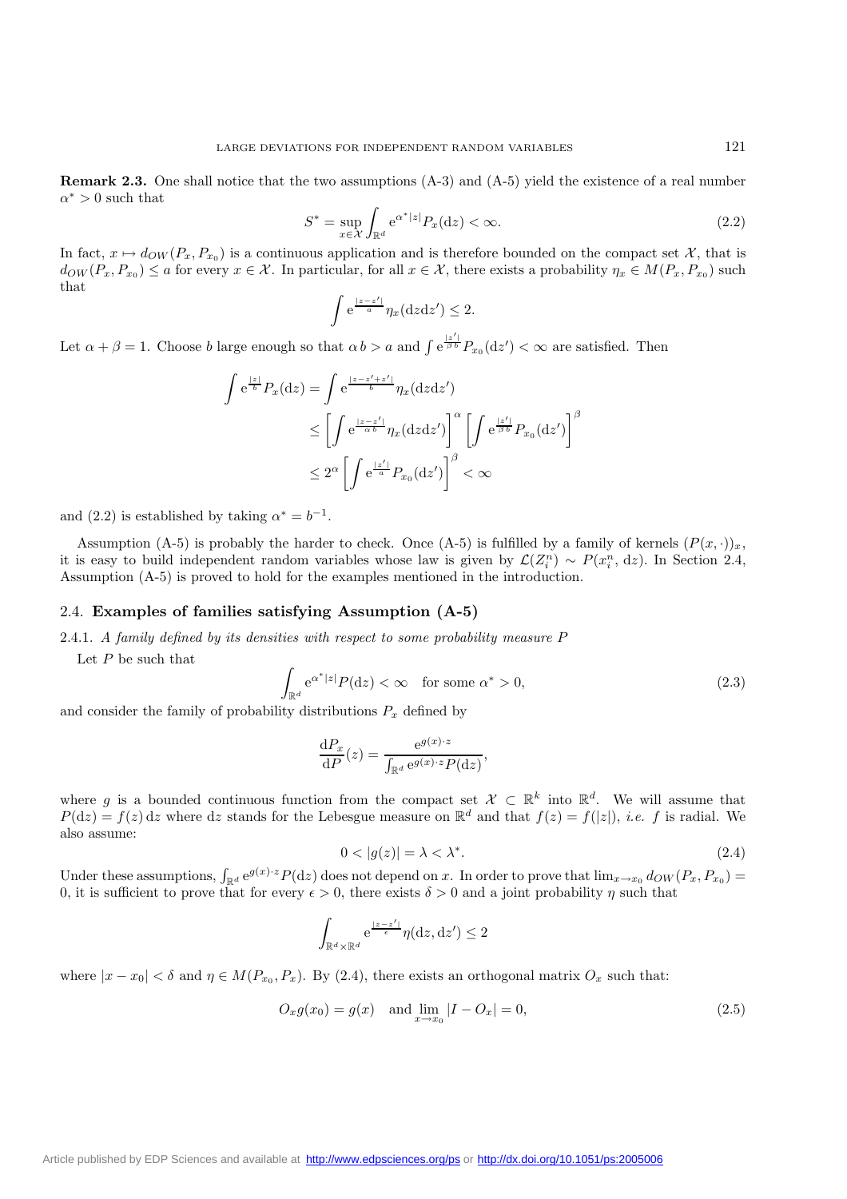**Remark 2.3.** One shall notice that the two assumptions (A-3) and (A-5) yield the existence of a real number $\alpha^* > 0$ such that

$$S^* = \sup_{x\in\mathcal{X}} \int_{\mathbb{R}^d} e^{\alpha^*|z|} P_x(dz) < \infty. \tag{2.2}$$

In fact, $x \mapsto d_{OW}(P_x, P_{x_0})$ is a continuous application and is therefore bounded on the compact set $\mathcal{X}$, that is $d_{OW}(P_x, P_{x_0}) \le a$ for every $x \in \mathcal{X}$. In particular, for all $x \in \mathcal{X}$, there exists a probability $\eta_x \in M(P_x, P_{x_0})$ such that

$$\int e^{\frac{|z-z'|}{a}} \eta_x(dz dz') \le 2.$$

Let $\alpha + \beta = 1$. Choose $b$ large enough so that $\alpha\, b > a$ and $\int e^{\frac{|z'|}{\beta\, b}} P_{x_0}(dz') < \infty$ are satisfied. Then

$$\begin{aligned}
\int e^{\frac{|z|}{b}} P_x(dz) &= \int e^{\frac{|z-z'+z'|}{b}} \eta_x(dz dz') \\
&\le \left[\int e^{\frac{|z-z'|}{\alpha\, b}} \eta_x(dz dz')\right]^\alpha \left[\int e^{\frac{|z'|}{\beta\, b}} P_{x_0}(dz')\right]^\beta \\
&\le 2^\alpha \left[\int e^{\frac{|z'|}{a}} P_{x_0}(dz')\right]^\beta < \infty
\end{aligned}$$

and (2.2) is established by taking $\alpha^* = b^{-1}$.

Assumption (A-5) is probably the harder to check. Once (A-5) is fulfilled by a family of kernels $(P(x,\cdot))_x$, it is easy to build independent random variables whose law is given by $\mathcal{L}(Z_i^n) \sim P(x_i^n, dz)$. In Section 2.4, Assumption (A-5) is proved to hold for the examples mentioned in the introduction.

### 2.4. **Examples of families satisfying Assumption (A-5)**

2.4.1. *A family defined by its densities with respect to some probability measure $P$*

Let $P$ be such that

$$\int_{\mathbb{R}^d} e^{\alpha^*|z|} P(dz) < \infty \quad \text{for some } \alpha^* > 0, \tag{2.3}$$

and consider the family of probability distributions $P_x$ defined by

$$\frac{dP_x}{dP}(z) = \frac{e^{g(x)\cdot z}}{\int_{\mathbb{R}^d} e^{g(x)\cdot z} P(dz)},$$

where $g$ is a bounded continuous function from the compact set $\mathcal{X} \subset \mathbb{R}^k$ into $\mathbb{R}^d$. We will assume that $P(dz) = f(z)\, dz$ where $dz$ stands for the Lebesgue measure on $\mathbb{R}^d$ and that $f(z) = f(|z|)$, *i.e.* $f$ is radial. We also assume:

$$0 < |g(z)| = \lambda < \lambda^*. \tag{2.4}$$

Under these assumptions, $\int_{\mathbb{R}^d} e^{g(x)\cdot z} P(dz)$ does not depend on $x$. In order to prove that $\lim_{x\to x_0} d_{OW}(P_x, P_{x_0}) = 0$, it is sufficient to prove that for every $\epsilon > 0$, there exists $\delta > 0$ and a joint probability $\eta$ such that

$$\int_{\mathbb{R}^d\times\mathbb{R}^d} e^{\frac{|z-z'|}{\epsilon}} \eta(dz, dz') \le 2$$

where $|x - x_0| < \delta$ and $\eta \in M(P_{x_0}, P_x)$. By (2.4), there exists an orthogonal matrix $O_x$ such that:

$$O_x g(x_0) = g(x) \quad \text{and} \lim_{x\to x_0} |I - O_x| = 0, \tag{2.5}$$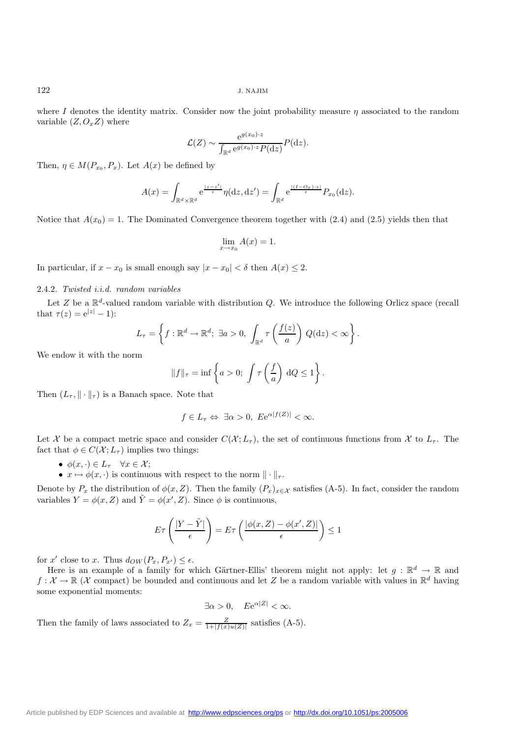where $I$ denotes the identity matrix. Consider now the joint probability measure $\eta$ associated to the random variable $(Z, O_x Z)$ where

$$\mathcal{L}(Z) \sim \frac{e^{g(x_0)\cdot z}}{\int_{\mathbb{R}^d} e^{g(x_0)\cdot z} P(\mathrm{d}z)} P(\mathrm{d}z).$$

Then, $\eta \in M(P_{x_0}, P_x)$. Let $A(x)$ be defined by

$$A(x) = \int_{\mathbb{R}^d \times \mathbb{R}^d} e^{\frac{|z-z'|}{\epsilon}} \eta(\mathrm{d}z, \mathrm{d}z') = \int_{\mathbb{R}^d} e^{\frac{|(I-O_x)\cdot z|}{\epsilon}} P_{x_0}(\mathrm{d}z).$$

Notice that $A(x_0) = 1$. The Dominated Convergence theorem together with (2.4) and (2.5) yields then that

$$\lim_{x \to x_0} A(x) = 1.$$

In particular, if $x - x_0$ is small enough say $|x - x_0| < \delta$ then $A(x) \leq 2$.

### 2.4.2. *Twisted i.i.d. random variables*

Let $Z$ be a $\mathbb{R}^d$-valued random variable with distribution $Q$. We introduce the following Orlicz space (recall that $\tau(z) = e^{|z|} - 1$):

$$L_\tau = \left\{ f : \mathbb{R}^d \to \mathbb{R}^d;\ \exists a > 0,\ \int_{\mathbb{R}^d} \tau\left(\frac{f(z)}{a}\right) Q(\mathrm{d}z) < \infty \right\}.$$

We endow it with the norm

$$\|f\|_\tau = \inf\left\{ a > 0;\ \int \tau\left(\frac{f}{a}\right) \mathrm{d}Q \leq 1 \right\}.$$

Then $(L_\tau, \|\cdot\|_\tau)$ is a Banach space. Note that

$$f \in L_\tau \Leftrightarrow \exists \alpha > 0,\ E e^{\alpha |f(Z)|} < \infty.$$

Let $\mathcal{X}$ be a compact metric space and consider $C(\mathcal{X}; L_\tau)$, the set of continuous functions from $\mathcal{X}$ to $L_\tau$. The fact that $\phi \in C(\mathcal{X}; L_\tau)$ implies two things:

- $\phi(x, \cdot) \in L_\tau \quad \forall x \in \mathcal{X}$;
- $x \mapsto \phi(x, \cdot)$ is continuous with respect to the norm $\|\cdot\|_\tau$.

Denote by $P_x$ the distribution of $\phi(x, Z)$. Then the family $(P_x)_{x\in\mathcal{X}}$ satisfies (A-5). In fact, consider the random variables $Y = \phi(x, Z)$ and $\tilde{Y} = \phi(x', Z)$. Since $\phi$ is continuous,

$$E\tau\left(\frac{|Y - \tilde{Y}|}{\epsilon}\right) = E\tau\left(\frac{|\phi(x, Z) - \phi(x', Z)|}{\epsilon}\right) \leq 1$$

for $x'$ close to $x$. Thus $d_{OW}(P_x, P_{x'}) \leq \epsilon$.

Here is an example of a family for which Gärtner-Ellis' theorem might not apply: let $g : \mathbb{R}^d \to \mathbb{R}$ and $f : \mathcal{X} \to \mathbb{R}$ ($\mathcal{X}$ compact) be bounded and continuous and let $Z$ be a random variable with values in $\mathbb{R}^d$ having some exponential moments:

$$\exists \alpha > 0, \quad E e^{\alpha |Z|} < \infty.$$

Then the family of laws associated to $Z_x = \frac{Z}{1+|f(x)u(Z)|}$ satisfies (A-5).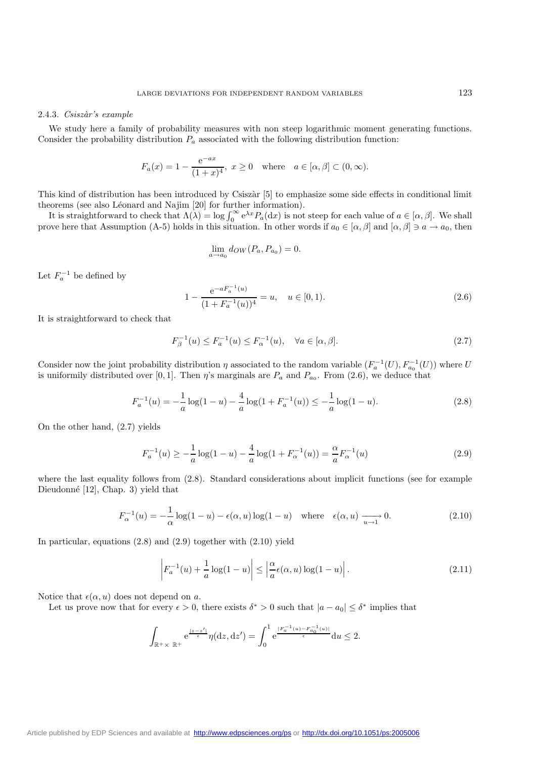#### 2.4.3. *Csiszàr's example*

We study here a family of probability measures with non steep logarithmic moment generating functions. Consider the probability distribution $P_a$ associated with the following distribution function:

$$F_a(x) = 1 - \frac{\mathrm{e}^{-ax}}{(1+x)^4},\ x \geq 0 \quad \text{where} \quad a \in [\alpha, \beta] \subset (0, \infty).$$

This kind of distribution has been introduced by Csiszàr [5] to emphasize some side effects in conditional limit theorems (see also Léonard and Najim [20] for further information).

It is straightforward to check that $\Lambda(\lambda) = \log \int_0^\infty \mathrm{e}^{\lambda x} P_a(\mathrm{d}x)$ is not steep for each value of $a \in [\alpha, \beta]$. We shall prove here that Assumption (A-5) holds in this situation. In other words if $a_0 \in [\alpha, \beta]$ and $[\alpha, \beta] \ni a \to a_0$, then

$$\lim_{a \to a_0} d_{OW}(P_a, P_{a_0}) = 0.$$

Let $F_a^{-1}$ be defined by

$$1 - \frac{\mathrm{e}^{-aF_a^{-1}(u)}}{(1 + F_a^{-1}(u))^4} = u, \quad u \in [0, 1). \tag{2.6}$$

It is straightforward to check that

$$F_\beta^{-1}(u) \leq F_a^{-1}(u) \leq F_\alpha^{-1}(u), \quad \forall a \in [\alpha, \beta]. \tag{2.7}$$

Consider now the joint probability distribution $\eta$ associated to the random variable $(F_a^{-1}(U), F_{a_0}^{-1}(U))$ where $U$ is uniformly distributed over $[0, 1]$. Then $\eta$'s marginals are $P_a$ and $P_{a_0}$. From (2.6), we deduce that

$$F_a^{-1}(u) = -\frac{1}{a}\log(1-u) - \frac{4}{a}\log(1 + F_a^{-1}(u)) \leq -\frac{1}{a}\log(1-u). \tag{2.8}$$

On the other hand, (2.7) yields

$$F_a^{-1}(u) \geq -\frac{1}{a}\log(1-u) - \frac{4}{a}\log(1 + F_\alpha^{-1}(u)) = \frac{\alpha}{a} F_\alpha^{-1}(u) \tag{2.9}$$

where the last equality follows from (2.8). Standard considerations about implicit functions (see for example Dieudonné [12], Chap. 3) yield that

$$F_\alpha^{-1}(u) = -\frac{1}{\alpha}\log(1-u) - \epsilon(\alpha, u)\log(1-u) \quad \text{where} \quad \epsilon(\alpha, u) \xrightarrow[u \to 1]{} 0. \tag{2.10}$$

In particular, equations (2.8) and (2.9) together with (2.10) yield

$$\left| F_a^{-1}(u) + \frac{1}{a}\log(1-u) \right| \leq \left| \frac{\alpha}{a} \epsilon(\alpha, u) \log(1-u) \right|. \tag{2.11}$$

Notice that $\epsilon(\alpha, u)$ does not depend on $a$.

Let us prove now that for every $\epsilon > 0$, there exists $\delta^* > 0$ such that $|a - a_0| \leq \delta^*$ implies that

$$\int_{\mathbb{R}^+ \times\ \mathbb{R}^+} \mathrm{e}^{\frac{|z - z'|}{\epsilon}} \eta(\mathrm{d}z, \mathrm{d}z') = \int_0^1 \mathrm{e}^{\frac{|F_a^{-1}(u) - F_{a_0}^{-1}(u)|}{\epsilon}} \mathrm{d}u \leq 2.$$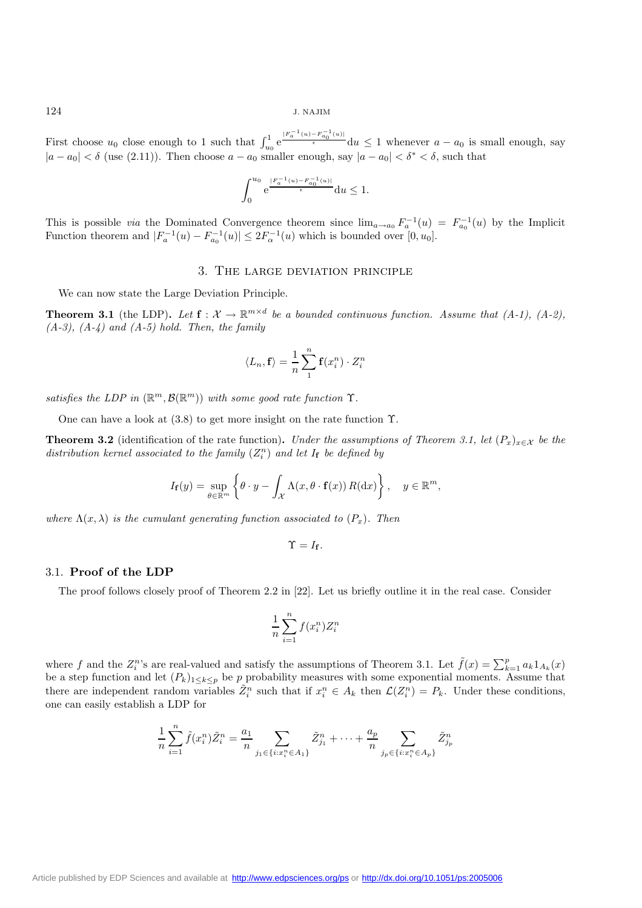First choose $u_0$ close enough to 1 such that $\int_{u_0}^1 \mathrm{e}^{\frac{|F_a^{-1}(u)-F_{a_0}^{-1}(u)|}{\epsilon}}\mathrm{d}u \leq 1$ whenever $a - a_0$ is small enough, say $|a - a_0| < \delta$ (use (2.11)). Then choose $a - a_0$ smaller enough, say $|a - a_0| < \delta^* < \delta$, such that

$$\int_0^{u_0} \mathrm{e}^{\frac{|F_a^{-1}(u)-F_{a_0}^{-1}(u)|}{\epsilon}}\mathrm{d}u \leq 1.$$

This is possible *via* the Dominated Convergence theorem since $\lim_{a\to a_0} F_a^{-1}(u) = F_{a_0}^{-1}(u)$ by the Implicit Function theorem and $|F_a^{-1}(u) - F_{a_0}^{-1}(u)| \leq 2F_\alpha^{-1}(u)$ which is bounded over $[0, u_0]$.

## 3. The large deviation principle

We can now state the Large Deviation Principle.

**Theorem 3.1** (the LDP)**.** *Let $\mathbf{f} : \mathcal{X} \to \mathbb{R}^{m\times d}$ be a bounded continuous function. Assume that (A-1), (A-2), (A-3), (A-4) and (A-5) hold. Then, the family*

$$\langle L_n, \mathbf{f}\rangle = \frac{1}{n}\sum_1^n \mathbf{f}(x_i^n)\cdot Z_i^n$$

*satisfies the LDP in $(\mathbb{R}^m, \mathcal{B}(\mathbb{R}^m))$ with some good rate function $\Upsilon$.*

One can have a look at (3.8) to get more insight on the rate function $\Upsilon$.

**Theorem 3.2** (identification of the rate function)**.** *Under the assumptions of Theorem 3.1, let $(P_x)_{x\in\mathcal{X}}$ be the distribution kernel associated to the family $(Z_i^n)$ and let $I_{\mathbf{f}}$ be defined by*

$$I_{\mathbf{f}}(y) = \sup_{\theta\in\mathbb{R}^m}\left\{\theta\cdot y - \int_{\mathcal{X}} \Lambda(x, \theta\cdot\mathbf{f}(x))\, R(\mathrm{d}x)\right\},\quad y\in\mathbb{R}^m,$$

*where $\Lambda(x,\lambda)$ is the cumulant generating function associated to $(P_x)$. Then*

$$\Upsilon = I_{\mathbf{f}}.$$

### 3.1. Proof of the LDP

The proof follows closely proof of Theorem 2.2 in [22]. Let us briefly outline it in the real case. Consider

$$\frac{1}{n}\sum_{i=1}^n f(x_i^n)Z_i^n$$

where $f$ and the $Z_i^n$'s are real-valued and satisfy the assumptions of Theorem 3.1. Let $\tilde{f}(x) = \sum_{k=1}^p a_k 1_{A_k}(x)$ be a step function and let $(P_k)_{1\leq k\leq p}$ be $p$ probability measures with some exponential moments. Assume that there are independent random variables $\tilde{Z}_i^n$ such that if $x_i^n \in A_k$ then $\mathcal{L}(Z_i^n) = P_k$. Under these conditions, one can easily establish a LDP for

$$\frac{1}{n}\sum_{i=1}^n \tilde{f}(x_i^n)\tilde{Z}_i^n = \frac{a_1}{n}\sum_{j_1\in\{i:x_i^n\in A_1\}} \tilde{Z}_{j_1}^n + \cdots + \frac{a_p}{n}\sum_{j_p\in\{i:x_i^n\in A_p\}} \tilde{Z}_{j_p}^n$$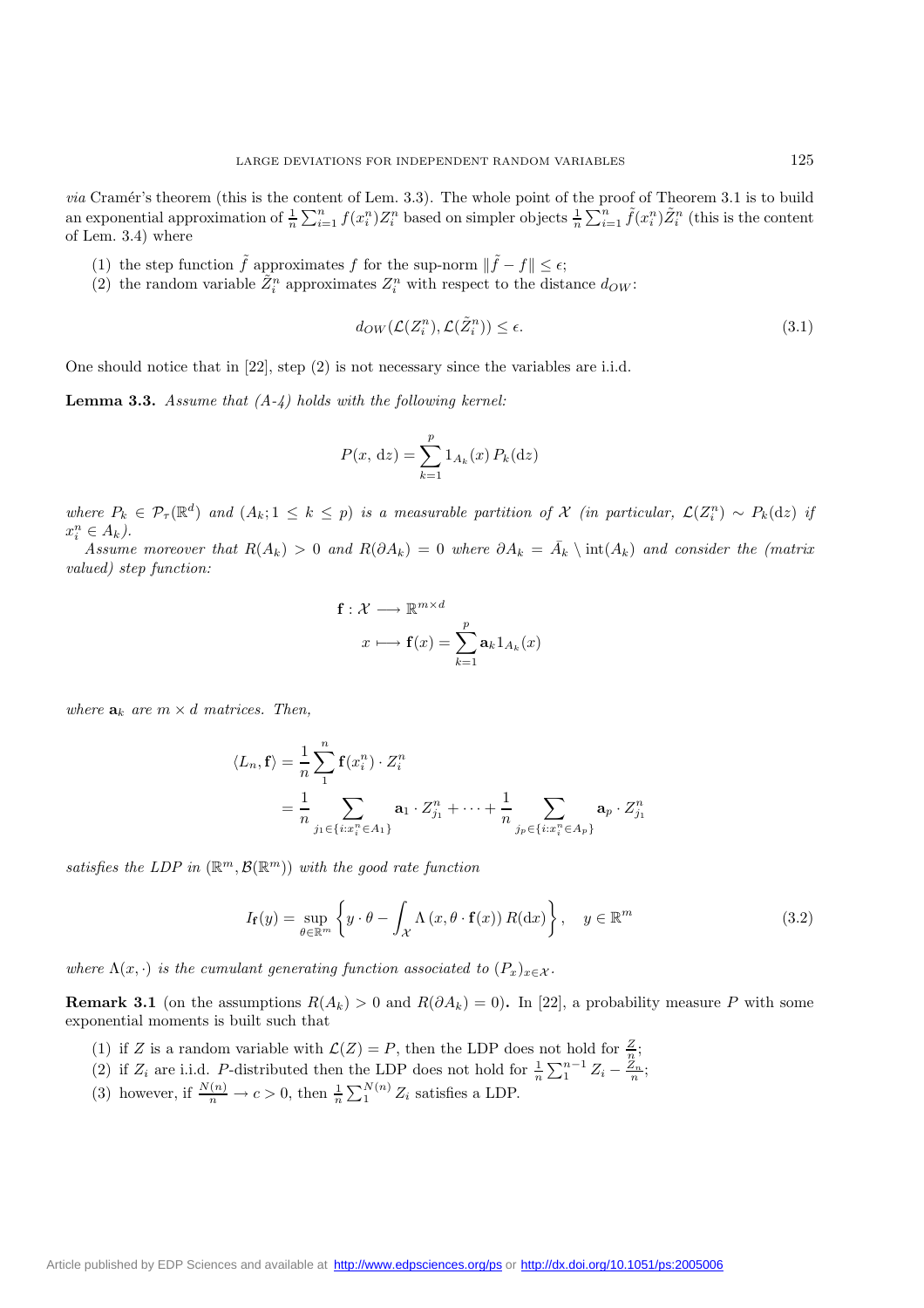*via* Cramér's theorem (this is the content of Lem. 3.3). The whole point of the proof of Theorem 3.1 is to build an exponential approximation of $\frac{1}{n}\sum_{i=1}^n f(x_i^n)Z_i^n$ based on simpler objects $\frac{1}{n}\sum_{i=1}^n \tilde{f}(x_i^n)\tilde{Z}_i^n$ (this is the content of Lem. 3.4) where

(1) the step function $\tilde{f}$ approximates $f$ for the sup-norm $\|\tilde{f}-f\|\le\epsilon$;
(2) the random variable $\tilde{Z}_i^n$ approximates $Z_i^n$ with respect to the distance $d_{OW}$:

$$d_{OW}(\mathcal{L}(Z_i^n),\mathcal{L}(\tilde{Z}_i^n))\le\epsilon. \tag{3.1}$$

One should notice that in [22], step (2) is not necessary since the variables are i.i.d.

**Lemma 3.3.** *Assume that (A-4) holds with the following kernel:*

$$P(x,\,\mathrm{d}z)=\sum_{k=1}^p 1_{A_k}(x)\,P_k(\mathrm{d}z)$$

*where $P_k\in\mathcal{P}_\tau(\mathbb{R}^d)$ and $(A_k;1\le k\le p)$ is a measurable partition of $\mathcal{X}$ (in particular, $\mathcal{L}(Z_i^n)\sim P_k(\mathrm{d}z)$ if $x_i^n\in A_k$).*

*Assume moreover that $R(A_k)>0$ and $R(\partial A_k)=0$ where $\partial A_k=\bar{A}_k\setminus\mathrm{int}(A_k)$ and consider the (matrix valued) step function:*

$$\begin{aligned}\mathbf{f}:\mathcal{X}&\longrightarrow\mathbb{R}^{m\times d}\\ x&\longmapsto\mathbf{f}(x)=\sum_{k=1}^p\mathbf{a}_k1_{A_k}(x)\end{aligned}$$

*where $\mathbf{a}_k$ are $m\times d$ matrices. Then,*

$$\begin{aligned}\langle L_n,\mathbf{f}\rangle&=\frac{1}{n}\sum_1^n\mathbf{f}(x_i^n)\cdot Z_i^n\\&=\frac{1}{n}\sum_{j_1\in\{i:x_i^n\in A_1\}}\mathbf{a}_1\cdot Z_{j_1}^n+\cdots+\frac{1}{n}\sum_{j_p\in\{i:x_i^n\in A_p\}}\mathbf{a}_p\cdot Z_{j_1}^n\end{aligned}$$

*satisfies the LDP in $(\mathbb{R}^m,\mathcal{B}(\mathbb{R}^m))$ with the good rate function*

$$I_{\mathbf{f}}(y)=\sup_{\theta\in\mathbb{R}^m}\left\{y\cdot\theta-\int_{\mathcal{X}}\Lambda\left(x,\theta\cdot\mathbf{f}(x)\right)R(\mathrm{d}x)\right\},\quad y\in\mathbb{R}^m \tag{3.2}$$

*where $\Lambda(x,\cdot)$ is the cumulant generating function associated to $(P_x)_{x\in\mathcal{X}}$.*

**Remark 3.1** (on the assumptions $R(A_k)>0$ and $R(\partial A_k)=0$)**.** In [22], a probability measure $P$ with some exponential moments is built such that

(1) if $Z$ is a random variable with $\mathcal{L}(Z)=P$, then the LDP does not hold for $\frac{Z}{n}$;
(2) if $Z_i$ are i.i.d. $P$-distributed then the LDP does not hold for $\frac{1}{n}\sum_1^{n-1}Z_i-\frac{Z_n}{n}$;
(3) however, if $\frac{N(n)}{n}\to c>0$, then $\frac{1}{n}\sum_1^{N(n)}Z_i$ satisfies a LDP.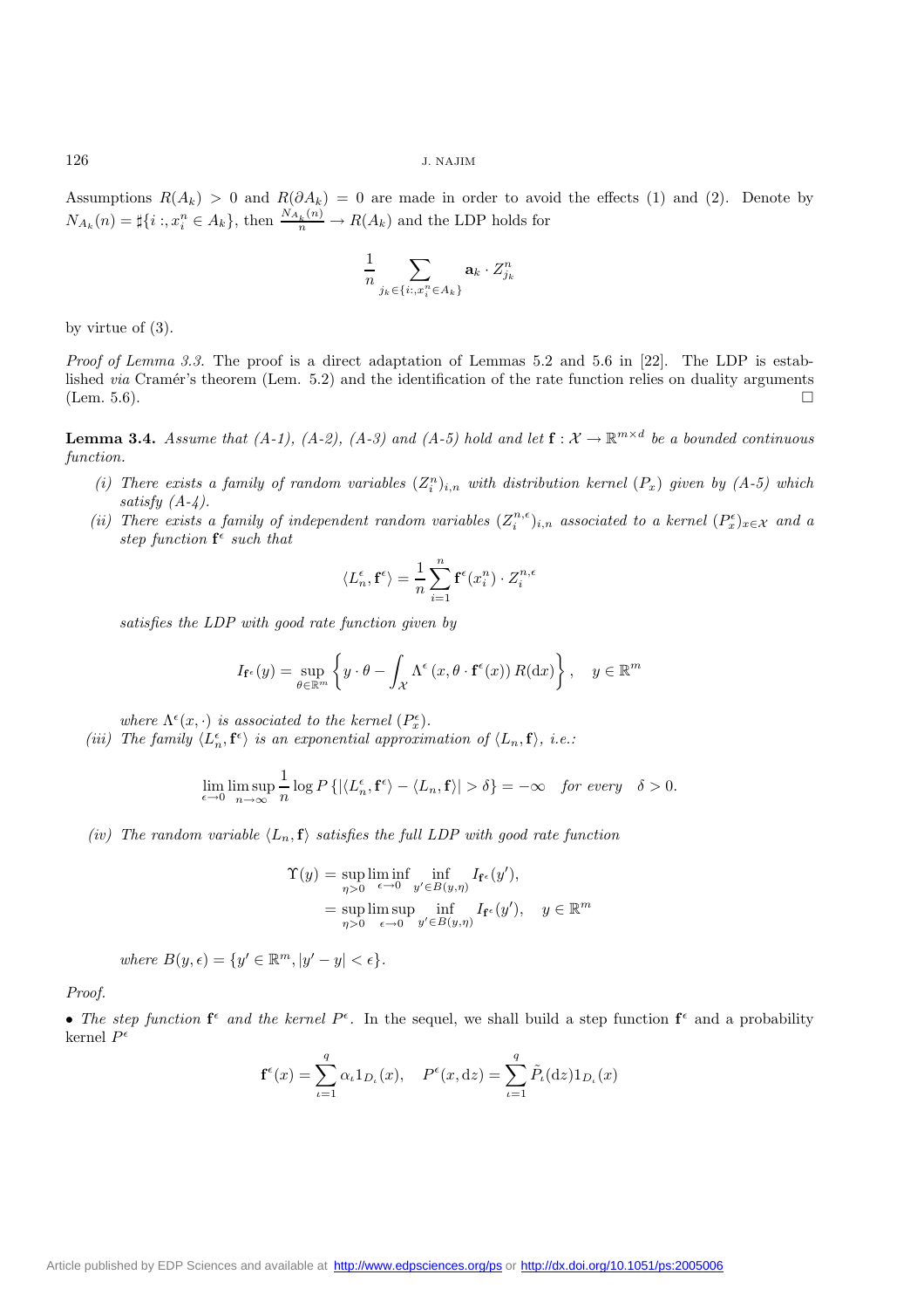Assumptions $R(A_k) > 0$ and $R(\partial A_k) = 0$ are made in order to avoid the effects (1) and (2). Denote by $N_{A_k}(n) = \sharp\{i :, x_i^n \in A_k\}$, then $\frac{N_{A_k}(n)}{n} \to R(A_k)$ and the LDP holds for

$$\frac{1}{n} \sum_{j_k \in \{i:, x_i^n \in A_k\}} \mathbf{a}_k \cdot Z_{j_k}^n$$

by virtue of (3).

*Proof of Lemma 3.3.* The proof is a direct adaptation of Lemmas 5.2 and 5.6 in [22]. The LDP is established *via* Cramér's theorem (Lem. 5.2) and the identification of the rate function relies on duality arguments (Lem. 5.6). □

**Lemma 3.4.** *Assume that (A-1), (A-2), (A-3) and (A-5) hold and let $\mathbf{f} : \mathcal{X} \to \mathbb{R}^{m\times d}$ be a bounded continuous function.*

*(i) There exists a family of random variables $(Z_i^n)_{i,n}$ with distribution kernel $(P_x)$ given by (A-5) which satisfy (A-4).*

*(ii) There exists a family of independent random variables $(Z_i^{n,\epsilon})_{i,n}$ associated to a kernel $(P_x^\epsilon)_{x\in\mathcal{X}}$ and a step function $\mathbf{f}^\epsilon$ such that*

$$\langle L_n^\epsilon, \mathbf{f}^\epsilon \rangle = \frac{1}{n} \sum_{i=1}^{n} \mathbf{f}^\epsilon(x_i^n) \cdot Z_i^{n,\epsilon}$$

*satisfies the LDP with good rate function given by*

$$I_{\mathbf{f}^\epsilon}(y) = \sup_{\theta \in \mathbb{R}^m} \left\{ y \cdot \theta - \int_{\mathcal{X}} \Lambda^\epsilon \left(x, \theta \cdot \mathbf{f}^\epsilon(x)\right) R(\mathrm{d}x) \right\}, \quad y \in \mathbb{R}^m$$

*where $\Lambda^\epsilon(x, \cdot)$ is associated to the kernel $(P_x^\epsilon)$.*

*(iii) The family $\langle L_n^\epsilon, \mathbf{f}^\epsilon \rangle$ is an exponential approximation of $\langle L_n, \mathbf{f} \rangle$, i.e.:*

$$\lim_{\epsilon\to 0} \limsup_{n\to\infty} \frac{1}{n} \log P\left\{ |\langle L_n^\epsilon, \mathbf{f}^\epsilon \rangle - \langle L_n, \mathbf{f} \rangle| > \delta \right\} = -\infty \quad \textit{for every} \quad \delta > 0.$$

*(iv) The random variable $\langle L_n, \mathbf{f} \rangle$ satisfies the full LDP with good rate function*

$$\begin{aligned} \Upsilon(y) &= \sup_{\eta > 0} \liminf_{\epsilon\to 0} \inf_{y' \in B(y,\eta)} I_{\mathbf{f}^\epsilon}(y'), \\ &= \sup_{\eta > 0} \limsup_{\epsilon\to 0} \inf_{y' \in B(y,\eta)} I_{\mathbf{f}^\epsilon}(y'), \quad y \in \mathbb{R}^m \end{aligned}$$

*where $B(y, \epsilon) = \{y' \in \mathbb{R}^m, |y' - y| < \epsilon\}$.*

*Proof.*

• *The step function $\mathbf{f}^\epsilon$ and the kernel $P^\epsilon$.* In the sequel, we shall build a step function $\mathbf{f}^\epsilon$ and a probability kernel $P^\epsilon$

$$\mathbf{f}^\epsilon(x) = \sum_{\iota=1}^{q} \alpha_\iota 1_{D_\iota}(x), \quad P^\epsilon(x, \mathrm{d}z) = \sum_{\iota=1}^{q} \tilde{P}_\iota(\mathrm{d}z) 1_{D_\iota}(x)$$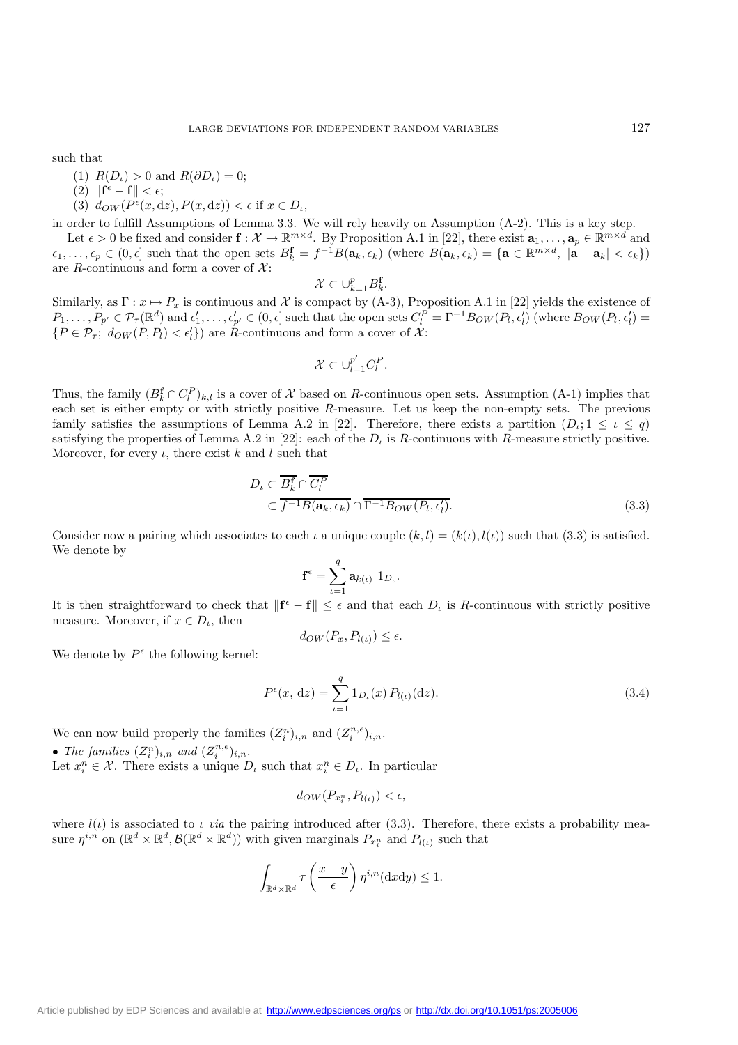such that

1. $R(D_\iota) > 0$ and $R(\partial D_\iota) = 0$;
2. $\|\mathbf{f}^\epsilon - \mathbf{f}\| < \epsilon$;
3. $d_{OW}(P^\epsilon(x, \mathrm{d}z), P(x, \mathrm{d}z)) < \epsilon$ if $x \in D_\iota$,

in order to fulfill Assumptions of Lemma 3.3. We will rely heavily on Assumption (A-2). This is a key step.

Let $\epsilon > 0$ be fixed and consider $\mathbf{f} : \mathcal{X} \to \mathbb{R}^{m\times d}$. By Proposition A.1 in [22], there exist $\mathbf{a}_1, \ldots, \mathbf{a}_p \in \mathbb{R}^{m\times d}$ and $\epsilon_1, \ldots, \epsilon_p \in (0, \epsilon]$ such that the open sets $B_k^{\mathbf{f}} = f^{-1}B(\mathbf{a}_k, \epsilon_k)$ (where $B(\mathbf{a}_k, \epsilon_k) = \{\mathbf{a} \in \mathbb{R}^{m\times d},\ |\mathbf{a} - \mathbf{a}_k| < \epsilon_k\}$) are $R$-continuous and form a cover of $\mathcal{X}$:

$$\mathcal{X} \subset \cup_{k=1}^p B_k^{\mathbf{f}}.$$

Similarly, as $\Gamma : x \mapsto P_x$ is continuous and $\mathcal{X}$ is compact by (A-3), Proposition A.1 in [22] yields the existence of $P_1, \ldots, P_{p'} \in \mathcal{P}_\tau(\mathbb{R}^d)$ and $\epsilon'_1, \ldots, \epsilon'_{p'} \in (0, \epsilon]$ such that the open sets $C_l^P = \Gamma^{-1}B_{OW}(P_l, \epsilon'_l)$ (where $B_{OW}(P_l, \epsilon'_l) = \{P \in \mathcal{P}_\tau;\ d_{OW}(P, P_l) < \epsilon'_l\}$) are $R$-continuous and form a cover of $\mathcal{X}$:

$$\mathcal{X} \subset \cup_{l=1}^{p'} C_l^P.$$

Thus, the family $(B_k^{\mathbf{f}} \cap C_l^P)_{k,l}$ is a cover of $\mathcal{X}$ based on $R$-continuous open sets. Assumption (A-1) implies that each set is either empty or with strictly positive $R$-measure. Let us keep the non-empty sets. The previous family satisfies the assumptions of Lemma A.2 in [22]. Therefore, there exists a partition $(D_\iota; 1 \le \iota \le q)$ satisfying the properties of Lemma A.2 in [22]: each of the $D_\iota$ is $R$-continuous with $R$-measure strictly positive. Moreover, for every $\iota$, there exist $k$ and $l$ such that

$$\begin{aligned} D_\iota &\subset \overline{B_k^{\mathbf{f}}} \cap \overline{C_l^P} \\ &\subset \overline{f^{-1}B(\mathbf{a}_k, \epsilon_k)} \cap \overline{\Gamma^{-1}B_{OW}(P_l, \epsilon'_l)}. \end{aligned} \tag{3.3}$$

Consider now a pairing which associates to each $\iota$ a unique couple $(k, l) = (k(\iota), l(\iota))$ such that (3.3) is satisfied. We denote by

$$\mathbf{f}^\epsilon = \sum_{\iota=1}^q \mathbf{a}_{k(\iota)}\ 1_{D_\iota}.$$

It is then straightforward to check that $\|\mathbf{f}^\epsilon - \mathbf{f}\| \le \epsilon$ and that each $D_\iota$ is $R$-continuous with strictly positive measure. Moreover, if $x \in D_\iota$, then

$$d_{OW}(P_x, P_{l(\iota)}) \le \epsilon.$$

We denote by $P^\epsilon$ the following kernel:

$$P^\epsilon(x, \mathrm{d}z) = \sum_{\iota=1}^q 1_{D_\iota}(x)\, P_{l(\iota)}(\mathrm{d}z). \tag{3.4}$$

We can now build properly the families $(Z_i^n)_{i,n}$ and $(Z_i^{n,\epsilon})_{i,n}$.

• *The families* $(Z_i^n)_{i,n}$ *and* $(Z_i^{n,\epsilon})_{i,n}$.

Let $x_i^n \in \mathcal{X}$. There exists a unique $D_\iota$ such that $x_i^n \in D_\iota$. In particular

$$d_{OW}(P_{x_i^n}, P_{l(\iota)}) < \epsilon,$$

where $l(\iota)$ is associated to $\iota$ *via* the pairing introduced after (3.3). Therefore, there exists a probability measure $\eta^{i,n}$ on $(\mathbb{R}^d \times \mathbb{R}^d, \mathcal{B}(\mathbb{R}^d \times \mathbb{R}^d))$ with given marginals $P_{x_i^n}$ and $P_{l(\iota)}$ such that

$$\int_{\mathbb{R}^d\times\mathbb{R}^d} \tau\left(\frac{x-y}{\epsilon}\right) \eta^{i,n}(\mathrm{d}x\mathrm{d}y) \le 1.$$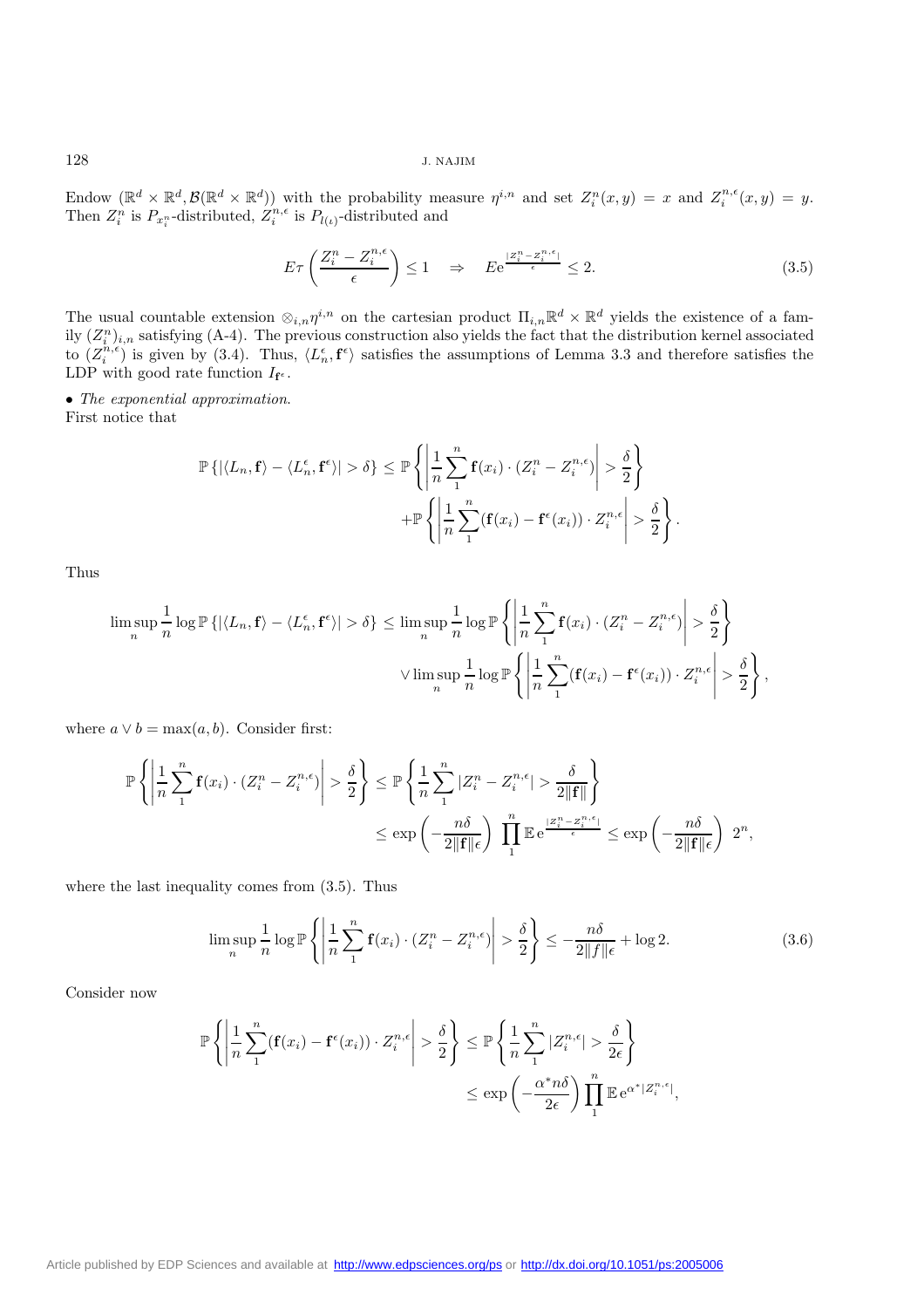Endow $(\mathbb{R}^d \times \mathbb{R}^d, \mathcal{B}(\mathbb{R}^d \times \mathbb{R}^d))$ with the probability measure $\eta^{i,n}$ and set $Z_i^n(x,y) = x$ and $Z_i^{n,\epsilon}(x,y) = y$. Then $Z_i^n$ is $P_{x_i^n}$-distributed, $Z_i^{n,\epsilon}$ is $P_{l(\iota)}$-distributed and

$$E\tau\left(\frac{Z_i^n - Z_i^{n,\epsilon}}{\epsilon}\right) \leq 1 \quad \Rightarrow \quad E\mathrm{e}^{\frac{|Z_i^n - Z_i^{n,\epsilon}|}{\epsilon}} \leq 2. \tag{3.5}$$

The usual countable extension $\otimes_{i,n}\eta^{i,n}$ on the cartesian product $\Pi_{i,n}\mathbb{R}^d \times \mathbb{R}^d$ yields the existence of a family $(Z_i^n)_{i,n}$ satisfying (A-4). The previous construction also yields the fact that the distribution kernel associated to $(Z_i^{n,\epsilon})$ is given by (3.4). Thus, $\langle L_n^\epsilon, \mathbf{f}^\epsilon\rangle$ satisfies the assumptions of Lemma 3.3 and therefore satisfies the LDP with good rate function $I_{\mathbf{f}^\epsilon}$.

• *The exponential approximation.*
First notice that

$$\mathbb{P}\left\{|\langle L_n, \mathbf{f}\rangle - \langle L_n^\epsilon, \mathbf{f}^\epsilon\rangle| > \delta\right\} \leq \mathbb{P}\left\{\left|\frac{1}{n}\sum_1^n \mathbf{f}(x_i)\cdot(Z_i^n - Z_i^{n,\epsilon})\right| > \frac{\delta}{2}\right\}$$
$$+\mathbb{P}\left\{\left|\frac{1}{n}\sum_1^n (\mathbf{f}(x_i) - \mathbf{f}^\epsilon(x_i))\cdot Z_i^{n,\epsilon}\right| > \frac{\delta}{2}\right\}.$$

Thus

$$\limsup_n \frac{1}{n}\log\mathbb{P}\left\{|\langle L_n, \mathbf{f}\rangle - \langle L_n^\epsilon, \mathbf{f}^\epsilon\rangle| > \delta\right\} \leq \limsup_n \frac{1}{n}\log\mathbb{P}\left\{\left|\frac{1}{n}\sum_1^n \mathbf{f}(x_i)\cdot(Z_i^n - Z_i^{n,\epsilon})\right| > \frac{\delta}{2}\right\}$$
$$\vee \limsup_n \frac{1}{n}\log\mathbb{P}\left\{\left|\frac{1}{n}\sum_1^n (\mathbf{f}(x_i) - \mathbf{f}^\epsilon(x_i))\cdot Z_i^{n,\epsilon}\right| > \frac{\delta}{2}\right\},$$

where $a \vee b = \max(a,b)$. Consider first:

$$\mathbb{P}\left\{\left|\frac{1}{n}\sum_1^n \mathbf{f}(x_i)\cdot(Z_i^n - Z_i^{n,\epsilon})\right| > \frac{\delta}{2}\right\} \leq \mathbb{P}\left\{\frac{1}{n}\sum_1^n |Z_i^n - Z_i^{n,\epsilon}| > \frac{\delta}{2\|\mathbf{f}\|}\right\}$$
$$\leq \exp\left(-\frac{n\delta}{2\|\mathbf{f}\|\epsilon}\right)\prod_1^n \mathbb{E}\,\mathrm{e}^{\frac{|Z_i^n - Z_i^{n,\epsilon}|}{\epsilon}} \leq \exp\left(-\frac{n\delta}{2\|\mathbf{f}\|\epsilon}\right)\,2^n,$$

where the last inequality comes from (3.5). Thus

$$\limsup_n \frac{1}{n}\log\mathbb{P}\left\{\left|\frac{1}{n}\sum_1^n \mathbf{f}(x_i)\cdot(Z_i^n - Z_i^{n,\epsilon})\right| > \frac{\delta}{2}\right\} \leq -\frac{n\delta}{2\|f\|\epsilon} + \log 2. \tag{3.6}$$

Consider now

$$\mathbb{P}\left\{\left|\frac{1}{n}\sum_1^n (\mathbf{f}(x_i) - \mathbf{f}^\epsilon(x_i))\cdot Z_i^{n,\epsilon}\right| > \frac{\delta}{2}\right\} \leq \mathbb{P}\left\{\frac{1}{n}\sum_1^n |Z_i^{n,\epsilon}| > \frac{\delta}{2\epsilon}\right\}$$
$$\leq \exp\left(-\frac{\alpha^* n\delta}{2\epsilon}\right)\prod_1^n \mathbb{E}\,\mathrm{e}^{\alpha^*|Z_i^{n,\epsilon}|},$$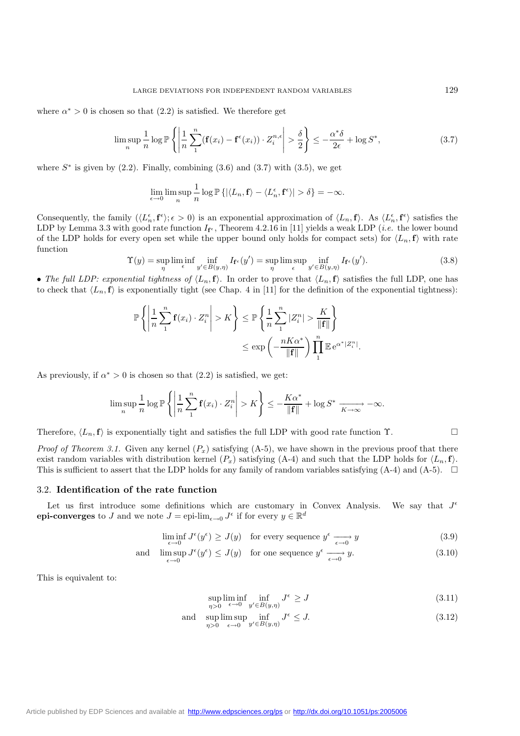where $\alpha^* > 0$ is chosen so that (2.2) is satisfied. We therefore get

$$\limsup_n \frac{1}{n} \log \mathbb{P}\left\{ \left| \frac{1}{n} \sum_1^n (\mathbf{f}(x_i) - \mathbf{f}^\epsilon(x_i)) \cdot Z_i^{n,\epsilon} \right| > \frac{\delta}{2} \right\} \leq -\frac{\alpha^* \delta}{2\epsilon} + \log S^*, \tag{3.7}$$

where $S^*$ is given by (2.2). Finally, combining (3.6) and (3.7) with (3.5), we get

$$\lim_{\epsilon \to 0} \limsup_n \frac{1}{n} \log \mathbb{P}\left\{ |\langle L_n, \mathbf{f} \rangle - \langle L_n^\epsilon, \mathbf{f}^\epsilon \rangle| > \delta \right\} = -\infty.$$

Consequently, the family $(\langle L_n^\epsilon, \mathbf{f}^\epsilon \rangle; \epsilon > 0)$ is an exponential approximation of $\langle L_n, \mathbf{f} \rangle$. As $\langle L_n^\epsilon, \mathbf{f}^\epsilon \rangle$ satisfies the LDP by Lemma 3.3 with good rate function $I_{\mathbf{f}^\epsilon}$, Theorem 4.2.16 in [11] yields a weak LDP (*i.e.* the lower bound of the LDP holds for every open set while the upper bound only holds for compact sets) for $\langle L_n, \mathbf{f} \rangle$ with rate function

$$\Upsilon(y) = \sup_\eta \liminf_\epsilon \inf_{y' \in B(y,\eta)} I_{\mathbf{f}^\epsilon}(y') = \sup_\eta \limsup_\epsilon \inf_{y' \in B(y,\eta)} I_{\mathbf{f}^\epsilon}(y'). \tag{3.8}$$

• *The full LDP: exponential tightness of* $\langle L_n, \mathbf{f} \rangle$. In order to prove that $\langle L_n, \mathbf{f} \rangle$ satisfies the full LDP, one has to check that $\langle L_n, \mathbf{f} \rangle$ is exponentially tight (see Chap. 4 in [11] for the definition of the exponential tightness):

$$\begin{aligned}
\mathbb{P}\left\{ \left| \frac{1}{n} \sum_1^n \mathbf{f}(x_i) \cdot Z_i^n \right| > K \right\} &\leq \mathbb{P}\left\{ \frac{1}{n} \sum_1^n |Z_i^n| > \frac{K}{\|\mathbf{f}\|} \right\} \\
&\leq \exp\left( -\frac{nK\alpha^*}{\|\mathbf{f}\|} \right) \prod_1^n \mathbb{E}\, \mathrm{e}^{\alpha^* |Z_i^n|}.
\end{aligned}$$

As previously, if $\alpha^* > 0$ is chosen so that (2.2) is satisfied, we get:

$$\limsup_n \frac{1}{n} \log \mathbb{P}\left\{ \left| \frac{1}{n} \sum_1^n \mathbf{f}(x_i) \cdot Z_i^n \right| > K \right\} \leq -\frac{K\alpha^*}{\|\mathbf{f}\|} + \log S^* \xrightarrow[K \to \infty]{} -\infty.$$

Therefore, $\langle L_n, \mathbf{f} \rangle$ is exponentially tight and satisfies the full LDP with good rate function $\Upsilon$. □

*Proof of Theorem 3.1.* Given any kernel $(P_x)$ satisfying (A-5), we have shown in the previous proof that there exist random variables with distribution kernel $(P_x)$ satisfying (A-4) and such that the LDP holds for $\langle L_n, \mathbf{f} \rangle$. This is sufficient to assert that the LDP holds for any family of random variables satisfying (A-4) and (A-5). □

### 3.2. Identification of the rate function

Let us first introduce some definitions which are customary in Convex Analysis. We say that $J^\epsilon$ **epi-converges** to $J$ and we note $J = \text{epi-lim}_{\epsilon \to 0} J^\epsilon$ if for every $y \in \mathbb{R}^d$

$$\liminf_{\epsilon \to 0} J^\epsilon(y^\epsilon) \geq J(y) \quad \text{for every sequence } y^\epsilon \xrightarrow[\epsilon \to 0]{} y \tag{3.9}$$

$$\text{and} \quad \limsup_{\epsilon \to 0} J^\epsilon(y^\epsilon) \leq J(y) \quad \text{for one sequence } y^\epsilon \xrightarrow[\epsilon \to 0]{} y. \tag{3.10}$$

This is equivalent to:

$$\sup_{\eta > 0} \liminf_{\epsilon \to 0} \inf_{y' \in B(y,\eta)} J^\epsilon \geq J \tag{3.11}$$

$$\text{and} \quad \sup_{\eta > 0} \limsup_{\epsilon \to 0} \inf_{y' \in B(y,\eta)} J^\epsilon \leq J. \tag{3.12}$$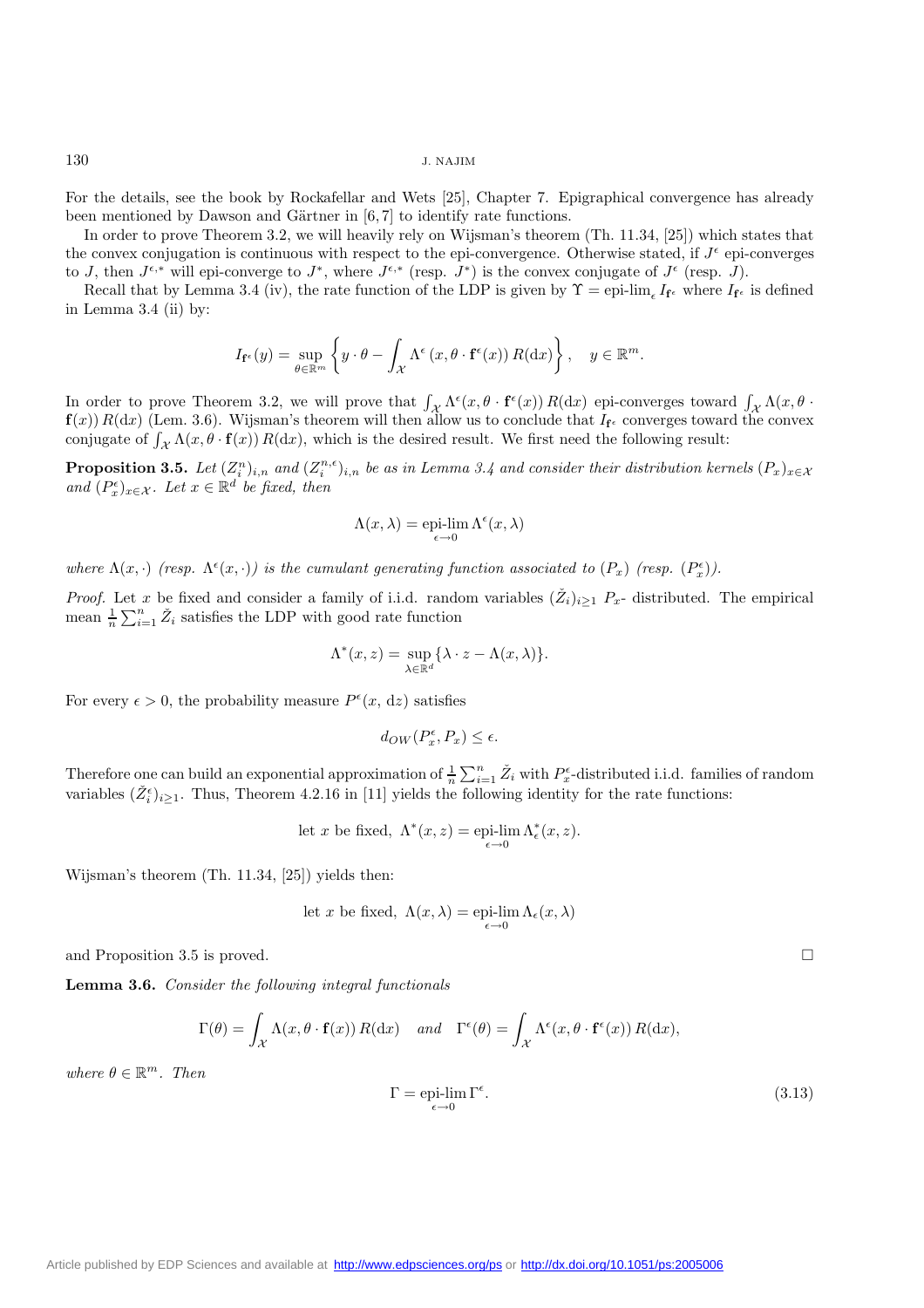For the details, see the book by Rockafellar and Wets [25], Chapter 7. Epigraphical convergence has already been mentioned by Dawson and Gärtner in [6,7] to identify rate functions.

In order to prove Theorem 3.2, we will heavily rely on Wijsman's theorem (Th. 11.34, [25]) which states that the convex conjugation is continuous with respect to the epi-convergence. Otherwise stated, if $J^\epsilon$ epi-converges to $J$, then $J^{\epsilon,*}$ will epi-converge to $J^*$, where $J^{\epsilon,*}$ (resp. $J^*$) is the convex conjugate of $J^\epsilon$ (resp. $J$).

Recall that by Lemma 3.4 (iv), the rate function of the LDP is given by $\Upsilon = \text{epi-lim}_\epsilon I_{\mathbf{f}^\epsilon}$ where $I_{\mathbf{f}^\epsilon}$ is defined in Lemma 3.4 (ii) by:

$$I_{\mathbf{f}^\epsilon}(y) = \sup_{\theta \in \mathbb{R}^m} \left\{ y \cdot \theta - \int_{\mathcal{X}} \Lambda^\epsilon \left(x, \theta \cdot \mathbf{f}^\epsilon(x)\right) R(\mathrm{d}x) \right\}, \quad y \in \mathbb{R}^m.$$

In order to prove Theorem 3.2, we will prove that $\int_{\mathcal{X}} \Lambda^\epsilon(x, \theta \cdot \mathbf{f}^\epsilon(x))\, R(\mathrm{d}x)$ epi-converges toward $\int_{\mathcal{X}} \Lambda(x, \theta \cdot \mathbf{f}(x))\, R(\mathrm{d}x)$ (Lem. 3.6). Wijsman's theorem will then allow us to conclude that $I_{\mathbf{f}^\epsilon}$ converges toward the convex conjugate of $\int_{\mathcal{X}} \Lambda(x, \theta \cdot \mathbf{f}(x))\, R(\mathrm{d}x)$, which is the desired result. We first need the following result:

**Proposition 3.5.** *Let $(Z_i^n)_{i,n}$ and $(Z_i^{n,\epsilon})_{i,n}$ be as in Lemma 3.4 and consider their distribution kernels $(P_x)_{x\in\mathcal{X}}$ and $(P_x^\epsilon)_{x\in\mathcal{X}}$. Let $x \in \mathbb{R}^d$ be fixed, then*

$$\Lambda(x, \lambda) = \operatorname*{epi-lim}_{\epsilon \to 0} \Lambda^\epsilon(x, \lambda)$$

*where $\Lambda(x, \cdot)$ (resp. $\Lambda^\epsilon(x, \cdot)$) is the cumulant generating function associated to $(P_x)$ (resp. $(P_x^\epsilon)$).*

*Proof.* Let $x$ be fixed and consider a family of i.i.d. random variables $(\check{Z}_i)_{i\geq 1}$ $P_x$- distributed. The empirical mean $\frac{1}{n}\sum_{i=1}^n \check{Z}_i$ satisfies the LDP with good rate function

$$\Lambda^*(x, z) = \sup_{\lambda \in \mathbb{R}^d} \{\lambda \cdot z - \Lambda(x, \lambda)\}.$$

For every $\epsilon > 0$, the probability measure $P^\epsilon(x, \mathrm{d}z)$ satisfies

$$d_{OW}(P_x^\epsilon, P_x) \leq \epsilon.$$

Therefore one can build an exponential approximation of $\frac{1}{n}\sum_{i=1}^n \check{Z}_i$ with $P_x^\epsilon$-distributed i.i.d. families of random variables $(\check{Z}_i^\epsilon)_{i\geq 1}$. Thus, Theorem 4.2.16 in [11] yields the following identity for the rate functions:

$$\text{let } x \text{ be fixed, } \Lambda^*(x, z) = \operatorname*{epi-lim}_{\epsilon \to 0} \Lambda_\epsilon^*(x, z).$$

Wijsman's theorem (Th. 11.34, [25]) yields then:

$$\text{let } x \text{ be fixed, } \Lambda(x, \lambda) = \operatorname*{epi-lim}_{\epsilon \to 0} \Lambda_\epsilon(x, \lambda)$$

and Proposition 3.5 is proved. □

**Lemma 3.6.** *Consider the following integral functionals*

$$\Gamma(\theta) = \int_{\mathcal{X}} \Lambda(x, \theta \cdot \mathbf{f}(x))\, R(\mathrm{d}x) \quad \textit{and} \quad \Gamma^\epsilon(\theta) = \int_{\mathcal{X}} \Lambda^\epsilon(x, \theta \cdot \mathbf{f}^\epsilon(x))\, R(\mathrm{d}x),$$

*where $\theta \in \mathbb{R}^m$. Then*

$$\Gamma = \operatorname*{epi-lim}_{\epsilon \to 0} \Gamma^\epsilon. \tag{3.13}$$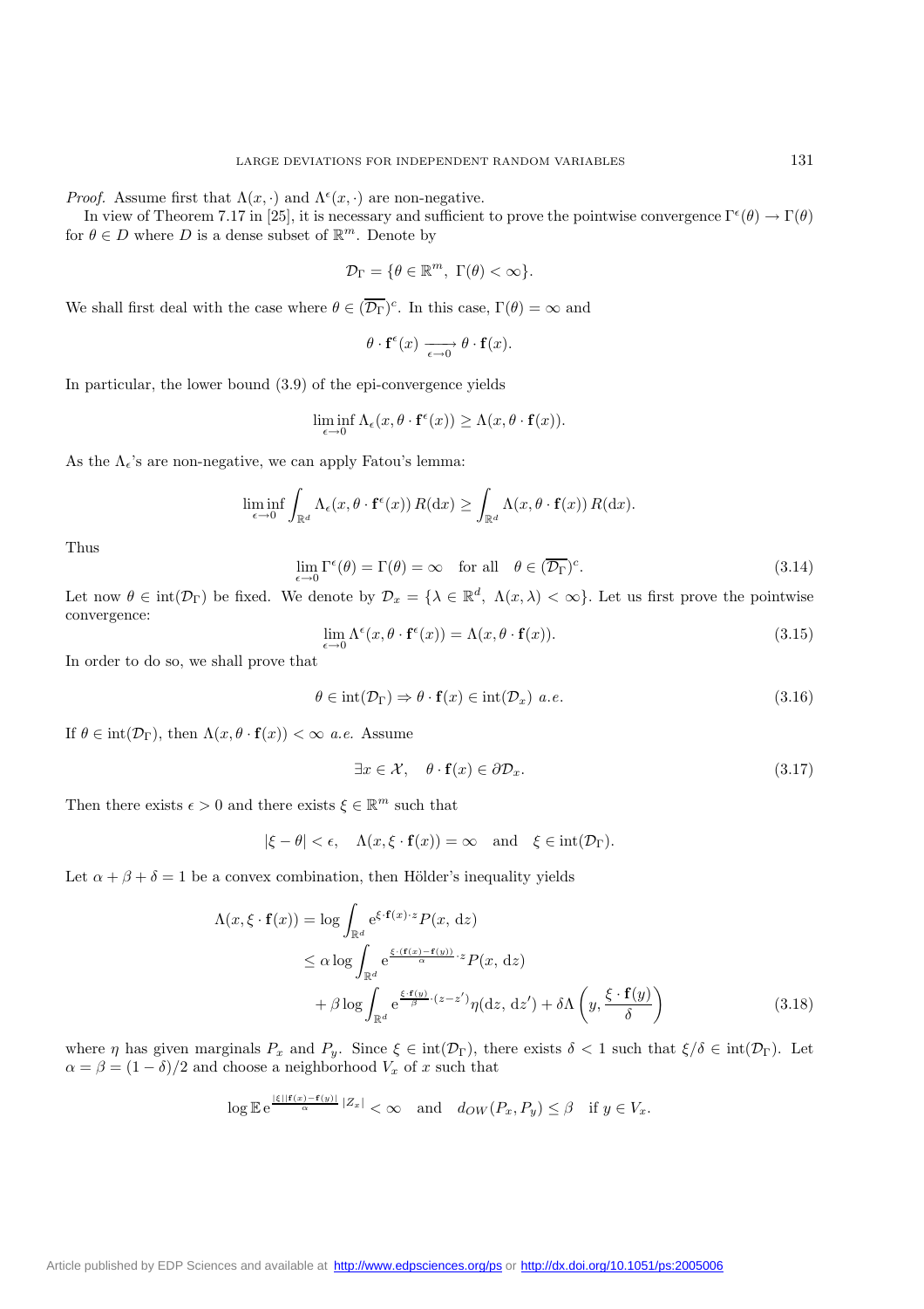*Proof.* Assume first that $\Lambda(x,\cdot)$ and $\Lambda^\epsilon(x,\cdot)$ are non-negative.

In view of Theorem 7.17 in [25], it is necessary and sufficient to prove the pointwise convergence $\Gamma^\epsilon(\theta) \to \Gamma(\theta)$ for $\theta \in D$ where $D$ is a dense subset of $\mathbb{R}^m$. Denote by

$$\mathcal{D}_\Gamma = \{\theta \in \mathbb{R}^m,\ \Gamma(\theta) < \infty\}.$$

We shall first deal with the case where $\theta \in (\overline{\mathcal{D}_\Gamma})^c$. In this case, $\Gamma(\theta) = \infty$ and

$$\theta \cdot \mathbf{f}^\epsilon(x) \xrightarrow[\epsilon \to 0]{} \theta \cdot \mathbf{f}(x).$$

In particular, the lower bound (3.9) of the epi-convergence yields

$$\liminf_{\epsilon \to 0} \Lambda_\epsilon(x, \theta \cdot \mathbf{f}^\epsilon(x)) \geq \Lambda(x, \theta \cdot \mathbf{f}(x)).$$

As the $\Lambda_\epsilon$'s are non-negative, we can apply Fatou's lemma:

$$\liminf_{\epsilon \to 0} \int_{\mathbb{R}^d} \Lambda_\epsilon(x, \theta \cdot \mathbf{f}^\epsilon(x))\, R(\mathrm{d}x) \geq \int_{\mathbb{R}^d} \Lambda(x, \theta \cdot \mathbf{f}(x))\, R(\mathrm{d}x).$$

Thus

$$\lim_{\epsilon \to 0} \Gamma^\epsilon(\theta) = \Gamma(\theta) = \infty \quad \text{for all} \quad \theta \in (\overline{\mathcal{D}_\Gamma})^c. \tag{3.14}$$

Let now $\theta \in \mathrm{int}(\mathcal{D}_\Gamma)$ be fixed. We denote by $\mathcal{D}_x = \{\lambda \in \mathbb{R}^d,\ \Lambda(x,\lambda) < \infty\}$. Let us first prove the pointwise convergence:

$$\lim_{\epsilon \to 0} \Lambda^\epsilon(x, \theta \cdot \mathbf{f}^\epsilon(x)) = \Lambda(x, \theta \cdot \mathbf{f}(x)). \tag{3.15}$$

In order to do so, we shall prove that

$$\theta \in \mathrm{int}(\mathcal{D}_\Gamma) \Rightarrow \theta \cdot \mathbf{f}(x) \in \mathrm{int}(\mathcal{D}_x)\ a.e. \tag{3.16}$$

If $\theta \in \mathrm{int}(\mathcal{D}_\Gamma)$, then $\Lambda(x, \theta \cdot \mathbf{f}(x)) < \infty$ *a.e.* Assume

$$\exists x \in \mathcal{X}, \quad \theta \cdot \mathbf{f}(x) \in \partial \mathcal{D}_x. \tag{3.17}$$

Then there exists $\epsilon > 0$ and there exists $\xi \in \mathbb{R}^m$ such that

$$|\xi - \theta| < \epsilon, \quad \Lambda(x, \xi \cdot \mathbf{f}(x)) = \infty \quad \text{and} \quad \xi \in \mathrm{int}(\mathcal{D}_\Gamma).$$

Let $\alpha + \beta + \delta = 1$ be a convex combination, then Hölder's inequality yields

$$\begin{aligned}
\Lambda(x, \xi \cdot \mathbf{f}(x)) &= \log \int_{\mathbb{R}^d} \mathrm{e}^{\xi \cdot \mathbf{f}(x) \cdot z} P(x, \mathrm{d}z) \\
&\leq \alpha \log \int_{\mathbb{R}^d} \mathrm{e}^{\frac{\xi \cdot (\mathbf{f}(x) - \mathbf{f}(y))}{\alpha} \cdot z} P(x, \mathrm{d}z) \\
&\quad + \beta \log \int_{\mathbb{R}^d} \mathrm{e}^{\frac{\xi \cdot \mathbf{f}(y)}{\beta} \cdot (z - z')} \eta(\mathrm{d}z, \mathrm{d}z') + \delta \Lambda\left(y, \frac{\xi \cdot \mathbf{f}(y)}{\delta}\right)
\end{aligned} \tag{3.18}$$

where $\eta$ has given marginals $P_x$ and $P_y$. Since $\xi \in \mathrm{int}(\mathcal{D}_\Gamma)$, there exists $\delta < 1$ such that $\xi/\delta \in \mathrm{int}(\mathcal{D}_\Gamma)$. Let $\alpha = \beta = (1-\delta)/2$ and choose a neighborhood $V_x$ of $x$ such that

$$\log \mathbb{E}\, \mathrm{e}^{\frac{|\xi||\mathbf{f}(x) - \mathbf{f}(y)|}{\alpha} |Z_x|} < \infty \quad \text{and} \quad d_{OW}(P_x, P_y) \leq \beta \quad \text{if } y \in V_x.$$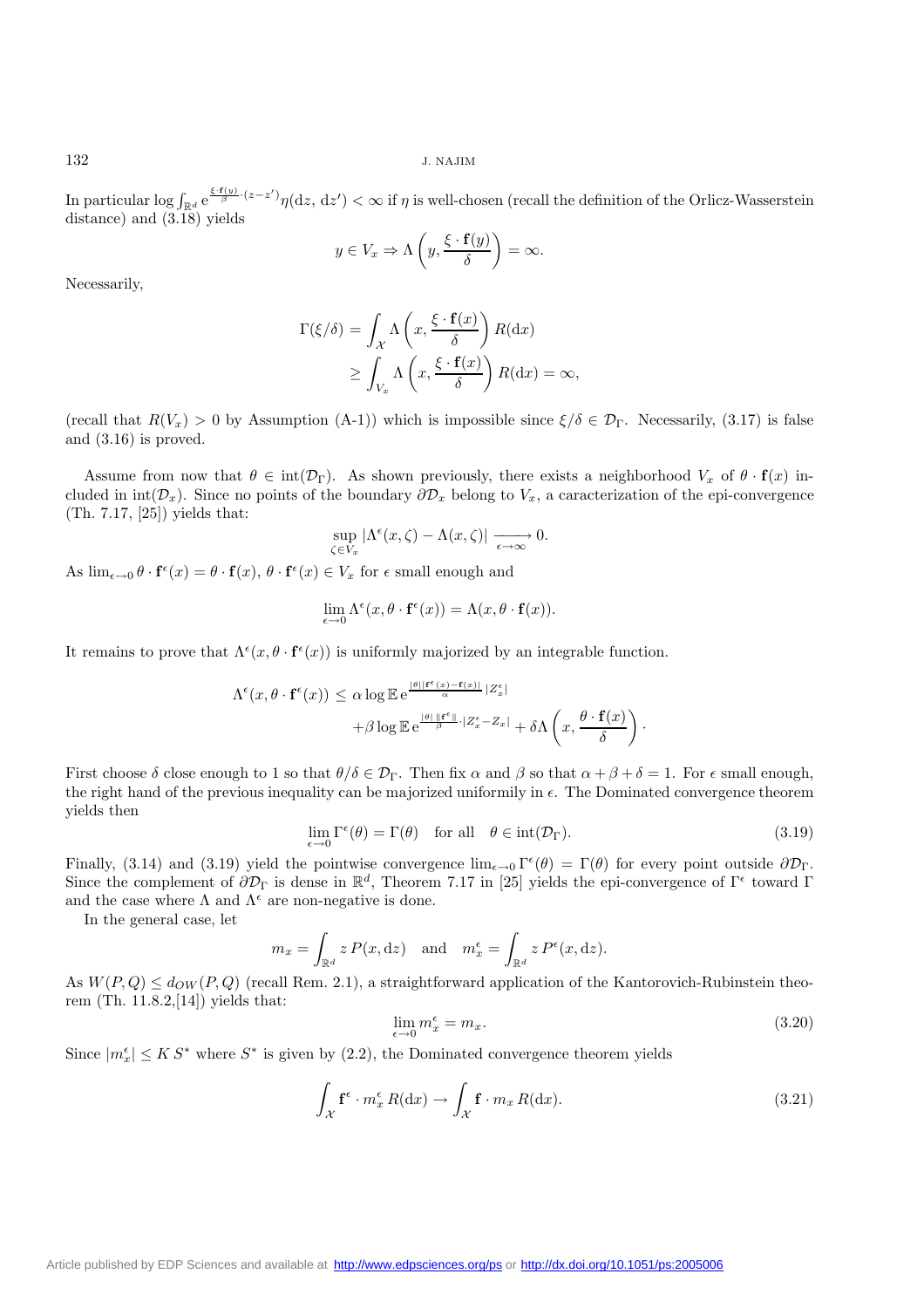In particular $\log \int_{\mathbb{R}^d} \mathrm{e}^{\frac{\xi \cdot \mathbf{f}(y)}{\beta} \cdot (z-z')} \eta(\mathrm{d}z,\, \mathrm{d}z') < \infty$ if $\eta$ is well-chosen (recall the definition of the Orlicz-Wasserstein distance) and (3.18) yields

$$
y \in V_x \Rightarrow \Lambda\left(y, \frac{\xi \cdot \mathbf{f}(y)}{\delta}\right) = \infty.
$$

Necessarily,

$$
\begin{aligned}
\Gamma(\xi/\delta) &= \int_{\mathcal{X}} \Lambda\left(x, \frac{\xi \cdot \mathbf{f}(x)}{\delta}\right) R(\mathrm{d}x) \\
&\geq \int_{V_x} \Lambda\left(x, \frac{\xi \cdot \mathbf{f}(x)}{\delta}\right) R(\mathrm{d}x) = \infty,
\end{aligned}
$$

(recall that $R(V_x) > 0$ by Assumption (A-1)) which is impossible since $\xi/\delta \in \mathcal{D}_\Gamma$. Necessarily, (3.17) is false and (3.16) is proved.

Assume from now that $\theta \in \mathrm{int}(\mathcal{D}_\Gamma)$. As shown previously, there exists a neighborhood $V_x$ of $\theta \cdot \mathbf{f}(x)$ included in $\mathrm{int}(\mathcal{D}_x)$. Since no points of the boundary $\partial \mathcal{D}_x$ belong to $V_x$, a caracterization of the epi-convergence (Th. 7.17, [25]) yields that:

$$
\sup_{\zeta \in V_x} |\Lambda^\epsilon(x, \zeta) - \Lambda(x, \zeta)| \xrightarrow[\epsilon \to \infty]{} 0.
$$

As $\lim_{\epsilon \to 0} \theta \cdot \mathbf{f}^\epsilon(x) = \theta \cdot \mathbf{f}(x)$, $\theta \cdot \mathbf{f}^\epsilon(x) \in V_x$ for $\epsilon$ small enough and

$$
\lim_{\epsilon \to 0} \Lambda^\epsilon(x, \theta \cdot \mathbf{f}^\epsilon(x)) = \Lambda(x, \theta \cdot \mathbf{f}(x)).
$$

It remains to prove that $\Lambda^\epsilon(x, \theta \cdot \mathbf{f}^\epsilon(x))$ is uniformly majorized by an integrable function.

$$
\begin{aligned}
\Lambda^\epsilon(x, \theta \cdot \mathbf{f}^\epsilon(x)) \leq\ & \alpha \log \mathbb{E}\, \mathrm{e}^{\frac{|\theta||\mathbf{f}^\epsilon(x) - \mathbf{f}(x)|}{\alpha} |Z_x^\epsilon|} \\
& + \beta \log \mathbb{E}\, \mathrm{e}^{\frac{|\theta|\, \|\mathbf{f}^\epsilon\|}{\beta} \cdot |Z_x^\epsilon - Z_x|} + \delta \Lambda\left(x, \frac{\theta \cdot \mathbf{f}(x)}{\delta}\right) \cdot
\end{aligned}
$$

First choose $\delta$ close enough to 1 so that $\theta/\delta \in \mathcal{D}_\Gamma$. Then fix $\alpha$ and $\beta$ so that $\alpha + \beta + \delta = 1$. For $\epsilon$ small enough, the right hand of the previous inequality can be majorized uniformly in $\epsilon$. The Dominated convergence theorem yields then

$$
\lim_{\epsilon \to 0} \Gamma^\epsilon(\theta) = \Gamma(\theta) \quad \text{for all} \quad \theta \in \mathrm{int}(\mathcal{D}_\Gamma). \tag{3.19}
$$

Finally, (3.14) and (3.19) yield the pointwise convergence $\lim_{\epsilon \to 0} \Gamma^\epsilon(\theta) = \Gamma(\theta)$ for every point outside $\partial \mathcal{D}_\Gamma$. Since the complement of $\partial \mathcal{D}_\Gamma$ is dense in $\mathbb{R}^d$, Theorem 7.17 in [25] yields the epi-convergence of $\Gamma^\epsilon$ toward $\Gamma$ and the case where $\Lambda$ and $\Lambda^\epsilon$ are non-negative is done.

In the general case, let

$$
m_x = \int_{\mathbb{R}^d} z\, P(x, \mathrm{d}z) \quad \text{and} \quad m_x^\epsilon = \int_{\mathbb{R}^d} z\, P^\epsilon(x, \mathrm{d}z).
$$

As $W(P, Q) \leq d_{OW}(P, Q)$ (recall Rem. 2.1), a straightforward application of the Kantorovich-Rubinstein theorem (Th. 11.8.2,[14]) yields that:

$$
\lim_{\epsilon \to 0} m_x^\epsilon = m_x. \tag{3.20}
$$

Since $|m_x^\epsilon| \leq K\, S^*$ where $S^*$ is given by (2.2), the Dominated convergence theorem yields

$$
\int_{\mathcal{X}} \mathbf{f}^\epsilon \cdot m_x^\epsilon\, R(\mathrm{d}x) \to \int_{\mathcal{X}} \mathbf{f} \cdot m_x\, R(\mathrm{d}x). \tag{3.21}
$$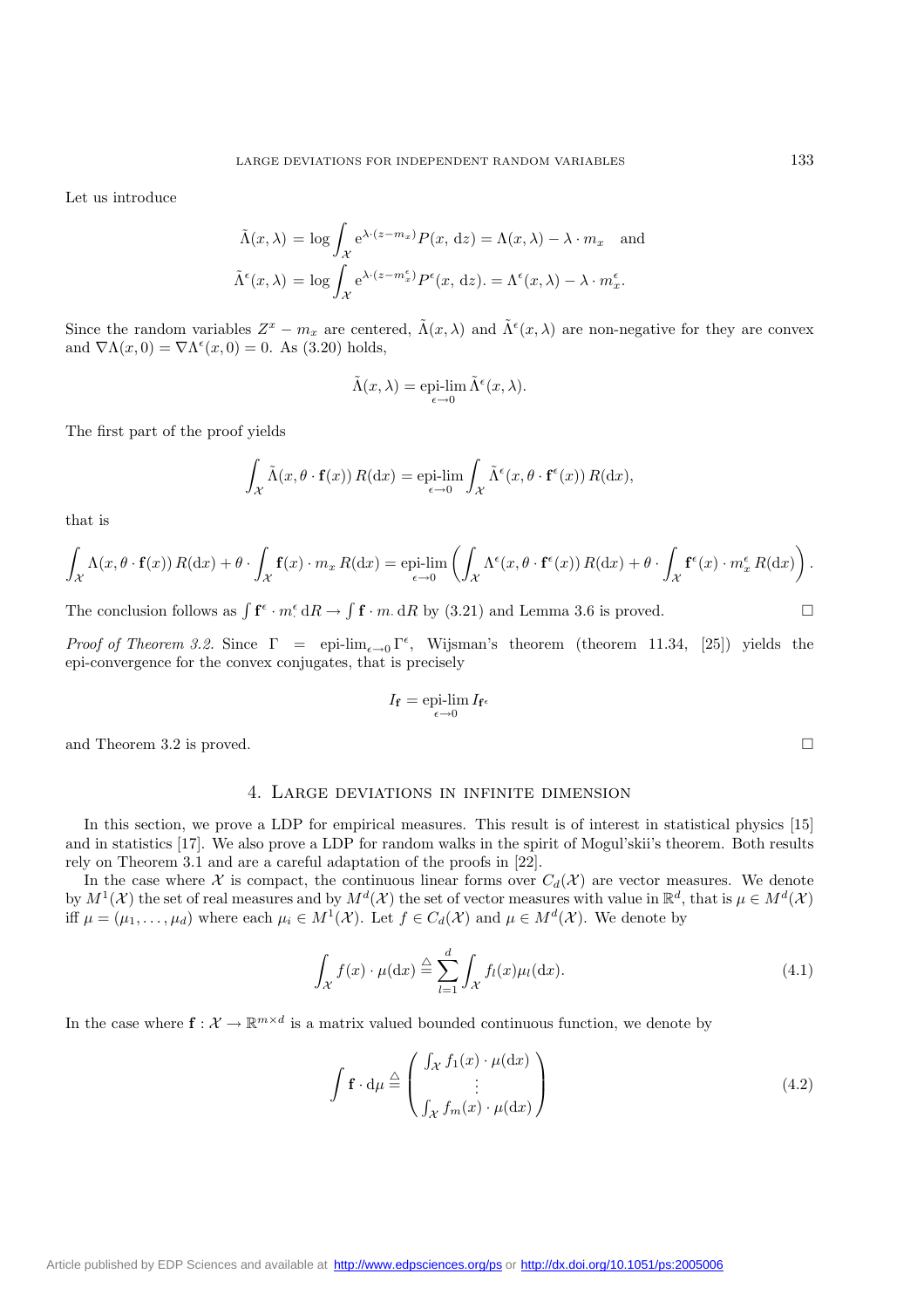Let us introduce

$$\tilde{\Lambda}(x,\lambda) = \log \int_{\mathcal{X}} \mathrm{e}^{\lambda\cdot(z-m_x)} P(x,\,\mathrm{d}z) = \Lambda(x,\lambda) - \lambda\cdot m_x \quad \text{and}$$
$$\tilde{\Lambda}^\epsilon(x,\lambda) = \log \int_{\mathcal{X}} \mathrm{e}^{\lambda\cdot(z-m_x^\epsilon)} P^\epsilon(x,\,\mathrm{d}z). = \Lambda^\epsilon(x,\lambda) - \lambda\cdot m_x^\epsilon.$$

Since the random variables $Z^x - m_x$ are centered, $\tilde{\Lambda}(x,\lambda)$ and $\tilde{\Lambda}^\epsilon(x,\lambda)$ are non-negative for they are convex and $\nabla\Lambda(x,0) = \nabla\Lambda^\epsilon(x,0) = 0$. As (3.20) holds,

$$\tilde{\Lambda}(x,\lambda) = \operatorname*{epi-lim}_{\epsilon\to 0} \tilde{\Lambda}^\epsilon(x,\lambda).$$

The first part of the proof yields

$$\int_{\mathcal{X}} \tilde{\Lambda}(x,\theta\cdot\mathbf{f}(x))\, R(\mathrm{d}x) = \operatorname*{epi-lim}_{\epsilon\to 0} \int_{\mathcal{X}} \tilde{\Lambda}^\epsilon(x,\theta\cdot\mathbf{f}^\epsilon(x))\, R(\mathrm{d}x),$$

that is

$$\int_{\mathcal{X}} \Lambda(x,\theta\cdot\mathbf{f}(x))\, R(\mathrm{d}x) + \theta\cdot\int_{\mathcal{X}} \mathbf{f}(x)\cdot m_x\, R(\mathrm{d}x) = \operatorname*{epi-lim}_{\epsilon\to 0} \left( \int_{\mathcal{X}} \Lambda^\epsilon(x,\theta\cdot\mathbf{f}^\epsilon(x))\, R(\mathrm{d}x) + \theta\cdot\int_{\mathcal{X}} \mathbf{f}^\epsilon(x)\cdot m_x^\epsilon\, R(\mathrm{d}x)\right).$$

The conclusion follows as $\int \mathbf{f}^\epsilon\cdot m^\epsilon_{\cdot}\,\mathrm{d}R \to \int \mathbf{f}\cdot m_{\cdot}\,\mathrm{d}R$ by (3.21) and Lemma 3.6 is proved. □

*Proof of Theorem 3.2.* Since $\Gamma = \operatorname{epi-lim}_{\epsilon\to 0}\Gamma^\epsilon$, Wijsman's theorem (theorem 11.34, [25]) yields the epi-convergence for the convex conjugates, that is precisely

$$I_{\mathbf{f}} = \operatorname*{epi-lim}_{\epsilon\to 0} I_{\mathbf{f}^\epsilon}$$

and Theorem 3.2 is proved. □

## 4. Large deviations in infinite dimension

In this section, we prove a LDP for empirical measures. This result is of interest in statistical physics [15] and in statistics [17]. We also prove a LDP for random walks in the spirit of Mogul'skii's theorem. Both results rely on Theorem 3.1 and are a careful adaptation of the proofs in [22].

In the case where $\mathcal{X}$ is compact, the continuous linear forms over $C_d(\mathcal{X})$ are vector measures. We denote by $M^1(\mathcal{X})$ the set of real measures and by $M^d(\mathcal{X})$ the set of vector measures with value in $\mathbb{R}^d$, that is $\mu \in M^d(\mathcal{X})$ iff $\mu = (\mu_1,\ldots,\mu_d)$ where each $\mu_i \in M^1(\mathcal{X})$. Let $f \in C_d(\mathcal{X})$ and $\mu \in M^d(\mathcal{X})$. We denote by

$$\int_{\mathcal{X}} f(x)\cdot\mu(\mathrm{d}x) \triangleq \sum_{l=1}^{d} \int_{\mathcal{X}} f_l(x)\mu_l(\mathrm{d}x). \tag{4.1}$$

In the case where $\mathbf{f} : \mathcal{X} \to \mathbb{R}^{m\times d}$ is a matrix valued bounded continuous function, we denote by

$$\int \mathbf{f}\cdot\mathrm{d}\mu \triangleq \begin{pmatrix} \int_{\mathcal{X}} f_1(x)\cdot\mu(\mathrm{d}x) \\ \vdots \\ \int_{\mathcal{X}} f_m(x)\cdot\mu(\mathrm{d}x) \end{pmatrix} \tag{4.2}$$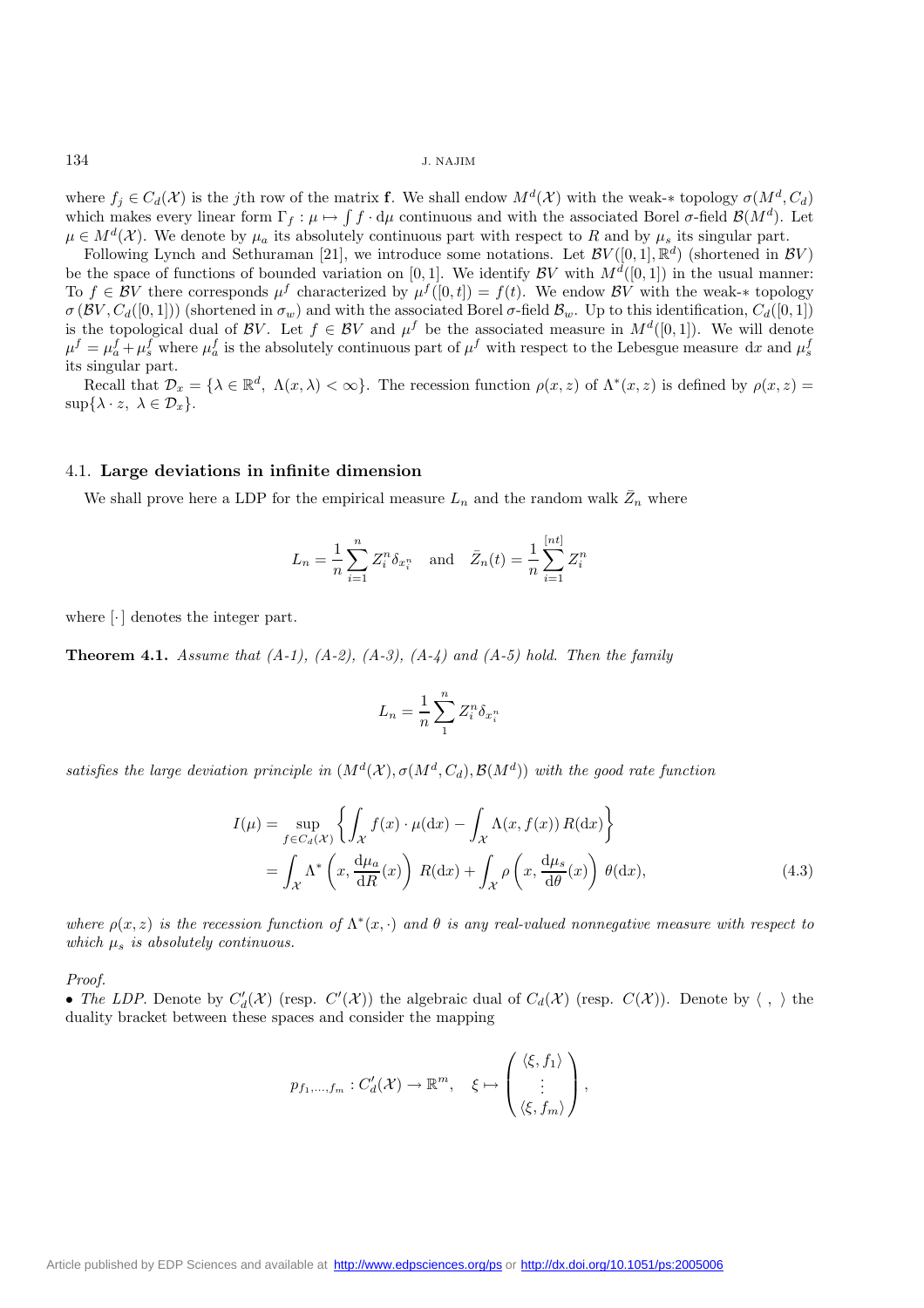where $f_j \in C_d(\mathcal{X})$ is the $j$th row of the matrix $\mathbf{f}$. We shall endow $M^d(\mathcal{X})$ with the weak-$*$ topology $\sigma(M^d, C_d)$ which makes every linear form $\Gamma_f : \mu \mapsto \int f \cdot \mathrm{d}\mu$ continuous and with the associated Borel $\sigma$-field $\mathcal{B}(M^d)$. Let $\mu \in M^d(\mathcal{X})$. We denote by $\mu_a$ its absolutely continuous part with respect to $R$ and by $\mu_s$ its singular part.

Following Lynch and Sethuraman [21], we introduce some notations. Let $\mathcal{BV}([0,1], \mathbb{R}^d)$ (shortened in $\mathcal{BV}$) be the space of functions of bounded variation on $[0,1]$. We identify $\mathcal{BV}$ with $M^d([0,1])$ in the usual manner: To $f \in \mathcal{BV}$ there corresponds $\mu^f$ characterized by $\mu^f([0,t]) = f(t)$. We endow $\mathcal{BV}$ with the weak-$*$ topology $\sigma(\mathcal{BV}, C_d([0,1]))$ (shortened in $\sigma_w$) and with the associated Borel $\sigma$-field $\mathcal{B}_w$. Up to this identification, $C_d([0,1])$ is the topological dual of $\mathcal{BV}$. Let $f \in \mathcal{BV}$ and $\mu^f$ be the associated measure in $M^d([0,1])$. We will denote $\mu^f = \mu^f_a + \mu^f_s$ where $\mu^f_a$ is the absolutely continuous part of $\mu^f$ with respect to the Lebesgue measure $\mathrm{d}x$ and $\mu^f_s$ its singular part.

Recall that $\mathcal{D}_x = \{\lambda \in \mathbb{R}^d,\ \Lambda(x,\lambda) < \infty\}$. The recession function $\rho(x,z)$ of $\Lambda^*(x,z)$ is defined by $\rho(x,z) = \sup\{\lambda \cdot z,\ \lambda \in \mathcal{D}_x\}$.

### 4.1. **Large deviations in infinite dimension**

We shall prove here a LDP for the empirical measure $L_n$ and the random walk $\bar{Z}_n$ where

$$L_n = \frac{1}{n}\sum_{i=1}^{n} Z_i^n \delta_{x_i^n} \quad \text{and} \quad \bar{Z}_n(t) = \frac{1}{n}\sum_{i=1}^{[nt]} Z_i^n$$

where $[\cdot]$ denotes the integer part.

**Theorem 4.1.** *Assume that (A-1), (A-2), (A-3), (A-4) and (A-5) hold. Then the family*

$$L_n = \frac{1}{n}\sum_{1}^{n} Z_i^n \delta_{x_i^n}$$

*satisfies the large deviation principle in $(M^d(\mathcal{X}), \sigma(M^d, C_d), \mathcal{B}(M^d))$ with the good rate function*

$$\begin{aligned} I(\mu) &= \sup_{f \in C_d(\mathcal{X})} \left\{ \int_{\mathcal{X}} f(x) \cdot \mu(\mathrm{d}x) - \int_{\mathcal{X}} \Lambda(x, f(x))\, R(\mathrm{d}x) \right\} \\ &= \int_{\mathcal{X}} \Lambda^*\left(x, \frac{\mathrm{d}\mu_a}{\mathrm{d}R}(x)\right) R(\mathrm{d}x) + \int_{\mathcal{X}} \rho\left(x, \frac{\mathrm{d}\mu_s}{\mathrm{d}\theta}(x)\right) \theta(\mathrm{d}x), \end{aligned} \tag{4.3}$$

*where $\rho(x,z)$ is the recession function of $\Lambda^*(x,\cdot)$ and $\theta$ is any real-valued nonnegative measure with respect to which $\mu_s$ is absolutely continuous.*

*Proof.*

• *The LDP.* Denote by $C'_d(\mathcal{X})$ (resp. $C'(\mathcal{X})$) the algebraic dual of $C_d(\mathcal{X})$ (resp. $C(\mathcal{X})$). Denote by $\langle\ ,\ \rangle$ the duality bracket between these spaces and consider the mapping

$$p_{f_1,\dots,f_m} : C'_d(\mathcal{X}) \to \mathbb{R}^m, \quad \xi \mapsto \begin{pmatrix} \langle \xi, f_1 \rangle \\ \vdots \\ \langle \xi, f_m \rangle \end{pmatrix},$$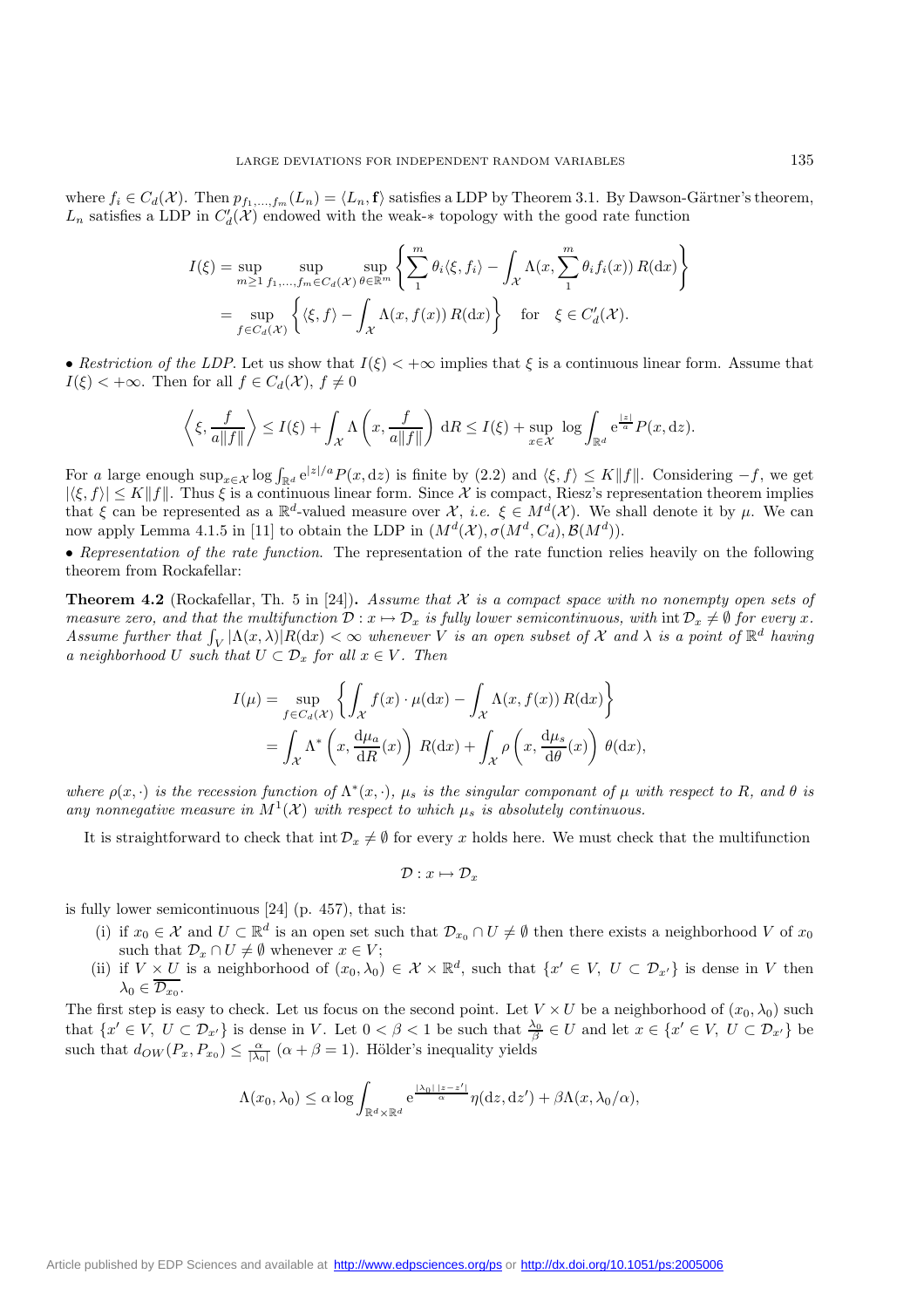where $f_i \in C_d(\mathcal{X})$. Then $p_{f_1,\ldots,f_m}(L_n) = \langle L_n, \mathbf{f} \rangle$ satisfies a LDP by Theorem 3.1. By Dawson-Gärtner's theorem, $L_n$ satisfies a LDP in $C'_d(\mathcal{X})$ endowed with the weak-$*$ topology with the good rate function

$$
\begin{aligned}
I(\xi) &= \sup_{m\geq 1} \sup_{f_1,\ldots,f_m \in C_d(\mathcal{X})} \sup_{\theta\in\mathbb{R}^m} \left\{ \sum_1^m \theta_i \langle \xi, f_i \rangle - \int_{\mathcal{X}} \Lambda(x, \sum_1^m \theta_i f_i(x))\, R(\mathrm{d}x) \right\} \\
&= \sup_{f\in C_d(\mathcal{X})} \left\{ \langle \xi, f \rangle - \int_{\mathcal{X}} \Lambda(x, f(x))\, R(\mathrm{d}x) \right\} \quad \text{for} \quad \xi \in C'_d(\mathcal{X}).
\end{aligned}
$$

• *Restriction of the LDP*. Let us show that $I(\xi) < +\infty$ implies that $\xi$ is a continuous linear form. Assume that $I(\xi) < +\infty$. Then for all $f \in C_d(\mathcal{X})$, $f \neq 0$

$$
\left\langle \xi, \frac{f}{a\|f\|} \right\rangle \leq I(\xi) + \int_{\mathcal{X}} \Lambda\left( x, \frac{f}{a\|f\|} \right) \mathrm{d}R \leq I(\xi) + \sup_{x\in\mathcal{X}} \log \int_{\mathbb{R}^d} \mathrm{e}^{\frac{|z|}{a}} P(x, \mathrm{d}z).
$$

For $a$ large enough $\sup_{x\in\mathcal{X}} \log \int_{\mathbb{R}^d} \mathrm{e}^{|z|/a} P(x, \mathrm{d}z)$ is finite by (2.2) and $\langle \xi, f \rangle \leq K\|f\|$. Considering $-f$, we get $|\langle \xi, f \rangle| \leq K\|f\|$. Thus $\xi$ is a continuous linear form. Since $\mathcal{X}$ is compact, Riesz's representation theorem implies that $\xi$ can be represented as a $\mathbb{R}^d$-valued measure over $\mathcal{X}$, *i.e.* $\xi \in M^d(\mathcal{X})$. We shall denote it by $\mu$. We can now apply Lemma 4.1.5 in [11] to obtain the LDP in $(M^d(\mathcal{X}), \sigma(M^d, C_d), \mathcal{B}(M^d))$.

• *Representation of the rate function*. The representation of the rate function relies heavily on the following theorem from Rockafellar:

**Theorem 4.2** (Rockafellar, Th. 5 in [24])**.** *Assume that $\mathcal{X}$ is a compact space with no nonempty open sets of measure zero, and that the multifunction $\mathcal{D} : x \mapsto \mathcal{D}_x$ is fully lower semicontinuous, with* $\operatorname{int} \mathcal{D}_x \neq \emptyset$ *for every $x$. Assume further that $\int_V |\Lambda(x, \lambda)| R(\mathrm{d}x) < \infty$ whenever $V$ is an open subset of $\mathcal{X}$ and $\lambda$ is a point of $\mathbb{R}^d$ having a neighborhood $U$ such that $U \subset \mathcal{D}_x$ for all $x \in V$. Then*

$$
\begin{aligned}
I(\mu) &= \sup_{f\in C_d(\mathcal{X})} \left\{ \int_{\mathcal{X}} f(x) \cdot \mu(\mathrm{d}x) - \int_{\mathcal{X}} \Lambda(x, f(x))\, R(\mathrm{d}x) \right\} \\
&= \int_{\mathcal{X}} \Lambda^* \left( x, \frac{\mathrm{d}\mu_a}{\mathrm{d}R}(x) \right) R(\mathrm{d}x) + \int_{\mathcal{X}} \rho \left( x, \frac{\mathrm{d}\mu_s}{\mathrm{d}\theta}(x) \right) \theta(\mathrm{d}x),
\end{aligned}
$$

*where $\rho(x, \cdot)$ is the recession function of $\Lambda^*(x, \cdot)$, $\mu_s$ is the singular componant of $\mu$ with respect to $R$, and $\theta$ is any nonnegative measure in $M^1(\mathcal{X})$ with respect to which $\mu_s$ is absolutely continuous.*

It is straightforward to check that $\operatorname{int} \mathcal{D}_x \neq \emptyset$ for every $x$ holds here. We must check that the multifunction

$$
\mathcal{D} : x \mapsto \mathcal{D}_x
$$

is fully lower semicontinuous [24] (p. 457), that is:

(i) if $x_0 \in \mathcal{X}$ and $U \subset \mathbb{R}^d$ is an open set such that $\mathcal{D}_{x_0} \cap U \neq \emptyset$ then there exists a neighborhood $V$ of $x_0$ such that $\mathcal{D}_x \cap U \neq \emptyset$ whenever $x \in V$;

(ii) if $V \times U$ is a neighborhood of $(x_0, \lambda_0) \in \mathcal{X} \times \mathbb{R}^d$, such that $\{x' \in V,\ U \subset \mathcal{D}_{x'}\}$ is dense in $V$ then $\lambda_0 \in \overline{\mathcal{D}_{x_0}}$.

The first step is easy to check. Let us focus on the second point. Let $V \times U$ be a neighborhood of $(x_0, \lambda_0)$ such that $\{x' \in V,\ U \subset \mathcal{D}_{x'}\}$ is dense in $V$. Let $0 < \beta < 1$ be such that $\frac{\lambda_0}{\beta} \in U$ and let $x \in \{x' \in V,\ U \subset \mathcal{D}_{x'}\}$ be such that $d_{OW}(P_x, P_{x_0}) \leq \frac{\alpha}{|\lambda_0|}$ $(\alpha + \beta = 1)$. Hölder's inequality yields

$$
\Lambda(x_0, \lambda_0) \leq \alpha \log \int_{\mathbb{R}^d\times\mathbb{R}^d} \mathrm{e}^{\frac{|\lambda_0|\,|z - z'|}{\alpha}} \eta(\mathrm{d}z, \mathrm{d}z') + \beta \Lambda(x, \lambda_0/\alpha),
$$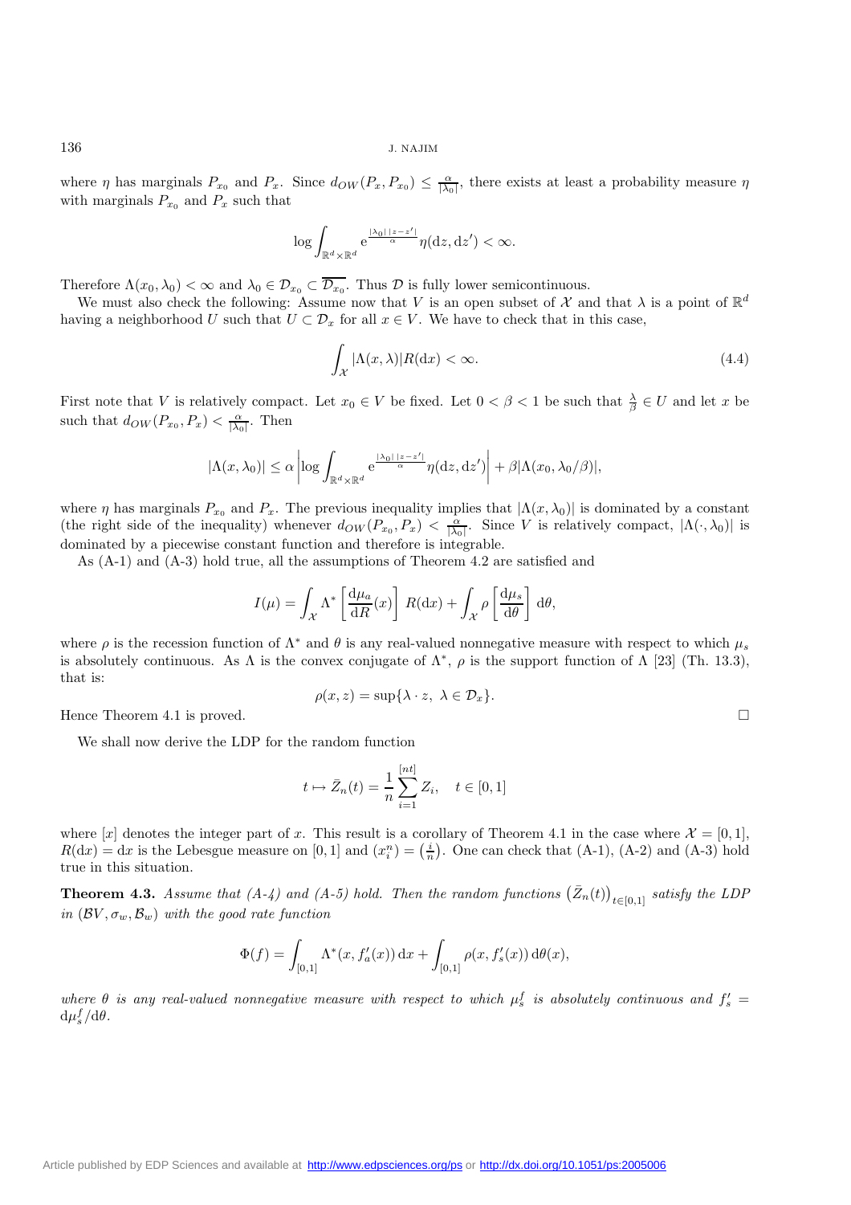where $\eta$ has marginals $P_{x_0}$ and $P_x$. Since $d_{OW}(P_x, P_{x_0}) \le \frac{\alpha}{|\lambda_0|}$, there exists at least a probability measure $\eta$ with marginals $P_{x_0}$ and $P_x$ such that

$$\log \int_{\mathbb{R}^d \times \mathbb{R}^d} \mathrm{e}^{\frac{|\lambda_0|\,|z-z'|}{\alpha}} \eta(\mathrm{d}z, \mathrm{d}z') < \infty.$$

Therefore $\Lambda(x_0, \lambda_0) < \infty$ and $\lambda_0 \in \mathcal{D}_{x_0} \subset \overline{\mathcal{D}_{x_0}}$. Thus $\mathcal{D}$ is fully lower semicontinuous.

We must also check the following: Assume now that $V$ is an open subset of $\mathcal{X}$ and that $\lambda$ is a point of $\mathbb{R}^d$ having a neighborhood $U$ such that $U \subset \mathcal{D}_x$ for all $x \in V$. We have to check that in this case,

$$\int_{\mathcal{X}} |\Lambda(x, \lambda)| R(\mathrm{d}x) < \infty. \tag{4.4}$$

First note that $V$ is relatively compact. Let $x_0 \in V$ be fixed. Let $0 < \beta < 1$ be such that $\frac{\lambda}{\beta} \in U$ and let $x$ be such that $d_{OW}(P_{x_0}, P_x) < \frac{\alpha}{|\lambda_0|}$. Then

$$|\Lambda(x, \lambda_0)| \le \alpha \left| \log \int_{\mathbb{R}^d \times \mathbb{R}^d} \mathrm{e}^{\frac{|\lambda_0|\,|z-z'|}{\alpha}} \eta(\mathrm{d}z, \mathrm{d}z') \right| + \beta |\Lambda(x_0, \lambda_0/\beta)|,$$

where $\eta$ has marginals $P_{x_0}$ and $P_x$. The previous inequality implies that $|\Lambda(x, \lambda_0)|$ is dominated by a constant (the right side of the inequality) whenever $d_{OW}(P_{x_0}, P_x) < \frac{\alpha}{|\lambda_0|}$. Since $V$ is relatively compact, $|\Lambda(\cdot, \lambda_0)|$ is dominated by a piecewise constant function and therefore is integrable.

As (A-1) and (A-3) hold true, all the assumptions of Theorem 4.2 are satisfied and

$$I(\mu) = \int_{\mathcal{X}} \Lambda^* \left[ \frac{\mathrm{d}\mu_a}{\mathrm{d}R}(x) \right] R(\mathrm{d}x) + \int_{\mathcal{X}} \rho \left[ \frac{\mathrm{d}\mu_s}{\mathrm{d}\theta} \right] \mathrm{d}\theta,$$

where $\rho$ is the recession function of $\Lambda^*$ and $\theta$ is any real-valued nonnegative measure with respect to which $\mu_s$ is absolutely continuous. As $\Lambda$ is the convex conjugate of $\Lambda^*$, $\rho$ is the support function of $\Lambda$ [23] (Th. 13.3), that is:

$$\rho(x, z) = \sup\{\lambda \cdot z,\ \lambda \in \mathcal{D}_x\}.$$

Hence Theorem 4.1 is proved. □

We shall now derive the LDP for the random function

$$t \mapsto \bar{Z}_n(t) = \frac{1}{n} \sum_{i=1}^{[nt]} Z_i, \quad t \in [0,1]$$

where $[x]$ denotes the integer part of $x$. This result is a corollary of Theorem 4.1 in the case where $\mathcal{X} = [0,1]$, $R(\mathrm{d}x) = \mathrm{d}x$ is the Lebesgue measure on $[0,1]$ and $(x_i^n) = \left(\frac{i}{n}\right)$. One can check that (A-1), (A-2) and (A-3) hold true in this situation.

**Theorem 4.3.** *Assume that (A-4) and (A-5) hold. Then the random functions $\left(\bar{Z}_n(t)\right)_{t\in[0,1]}$ satisfy the LDP in $(\mathcal{BV}, \sigma_w, \mathcal{B}_w)$ with the good rate function*

$$\Phi(f) = \int_{[0,1]} \Lambda^*(x, f_a'(x))\, \mathrm{d}x + \int_{[0,1]} \rho(x, f_s'(x))\, \mathrm{d}\theta(x),$$

*where $\theta$ is any real-valued nonnegative measure with respect to which $\mu_s^f$ is absolutely continuous and $f_s' = \mathrm{d}\mu_s^f/\mathrm{d}\theta$.*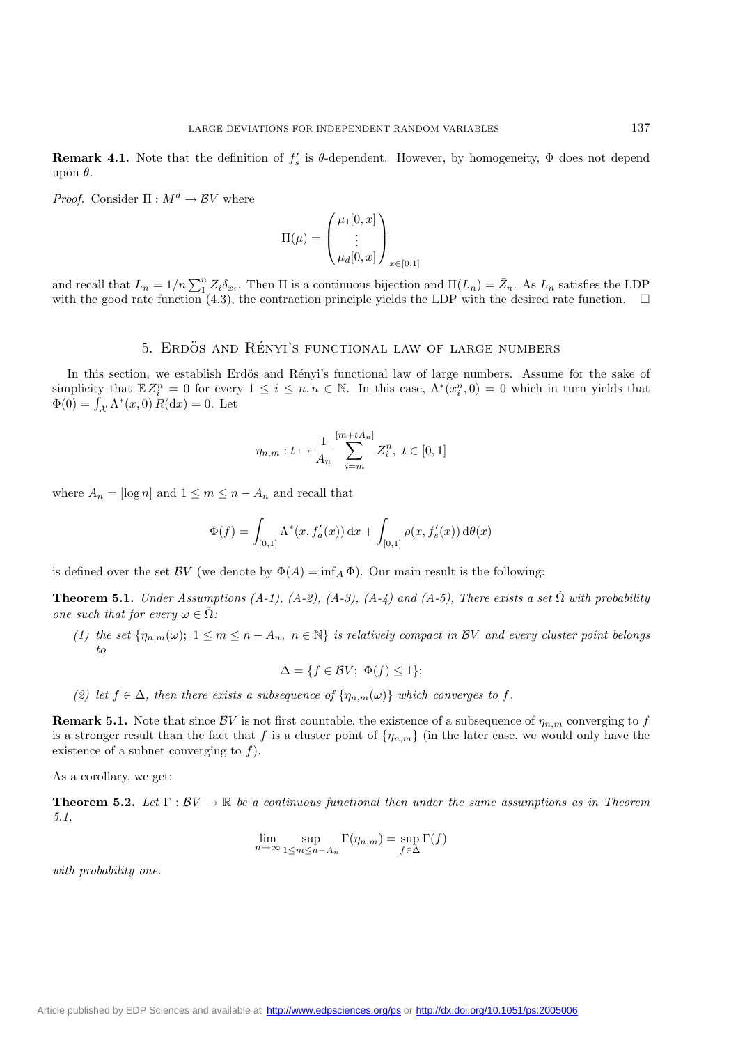**Remark 4.1.** Note that the definition of $f'_s$ is $\theta$-dependent. However, by homogeneity, $\Phi$ does not depend upon $\theta$.

*Proof.* Consider $\Pi : M^d \to \mathcal{B}V$ where

$$\Pi(\mu) = \begin{pmatrix} \mu_1[0,x] \\ \vdots \\ \mu_d[0,x] \end{pmatrix}_{x\in[0,1]}$$

and recall that $L_n = 1/n \sum_1^n Z_i \delta_{x_i}$. Then $\Pi$ is a continuous bijection and $\Pi(L_n) = \bar{Z}_n$. As $L_n$ satisfies the LDP with the good rate function (4.3), the contraction principle yields the LDP with the desired rate function. □

## 5. Erdös and Rényi's functional law of large numbers

In this section, we establish Erdös and Rényi's functional law of large numbers. Assume for the sake of simplicity that $\mathbb{E}\, Z_i^n = 0$ for every $1 \le i \le n, n \in \mathbb{N}$. In this case, $\Lambda^*(x_i^n, 0) = 0$ which in turn yields that $\Phi(0) = \int_{\mathcal{X}} \Lambda^*(x,0)\, R(\mathrm{d}x) = 0$. Let

$$\eta_{n,m} : t \mapsto \frac{1}{A_n} \sum_{i=m}^{[m+tA_n]} Z_i^n,\ t \in [0,1]$$

where $A_n = [\log n]$ and $1 \le m \le n - A_n$ and recall that

$$\Phi(f) = \int_{[0,1]} \Lambda^*(x, f'_a(x))\,\mathrm{d}x + \int_{[0,1]} \rho(x, f'_s(x))\,\mathrm{d}\theta(x)$$

is defined over the set $\mathcal{B}V$ (we denote by $\Phi(A) = \inf_A \Phi$). Our main result is the following:

**Theorem 5.1.** *Under Assumptions (A-1), (A-2), (A-3), (A-4) and (A-5), There exists a set $\tilde{\Omega}$ with probability one such that for every $\omega \in \tilde{\Omega}$:*

*(1) the set $\{\eta_{n,m}(\omega);\ 1 \le m \le n - A_n,\ n \in \mathbb{N}\}$ is relatively compact in $\mathcal{B}V$ and every cluster point belongs to*

$$\Delta = \{f \in \mathcal{B}V;\ \Phi(f) \le 1\};$$

*(2) let $f \in \Delta$, then there exists a subsequence of $\{\eta_{n,m}(\omega)\}$ which converges to $f$.*

**Remark 5.1.** Note that since $\mathcal{B}V$ is not first countable, the existence of a subsequence of $\eta_{n,m}$ converging to $f$ is a stronger result than the fact that $f$ is a cluster point of $\{\eta_{n,m}\}$ (in the later case, we would only have the existence of a subnet converging to $f$).

As a corollary, we get:

**Theorem 5.2.** *Let $\Gamma : \mathcal{B}V \to \mathbb{R}$ be a continuous functional then under the same assumptions as in Theorem 5.1,*

$$\lim_{n\to\infty} \sup_{1\le m \le n-A_n} \Gamma(\eta_{n,m}) = \sup_{f\in\Delta} \Gamma(f)$$

*with probability one.*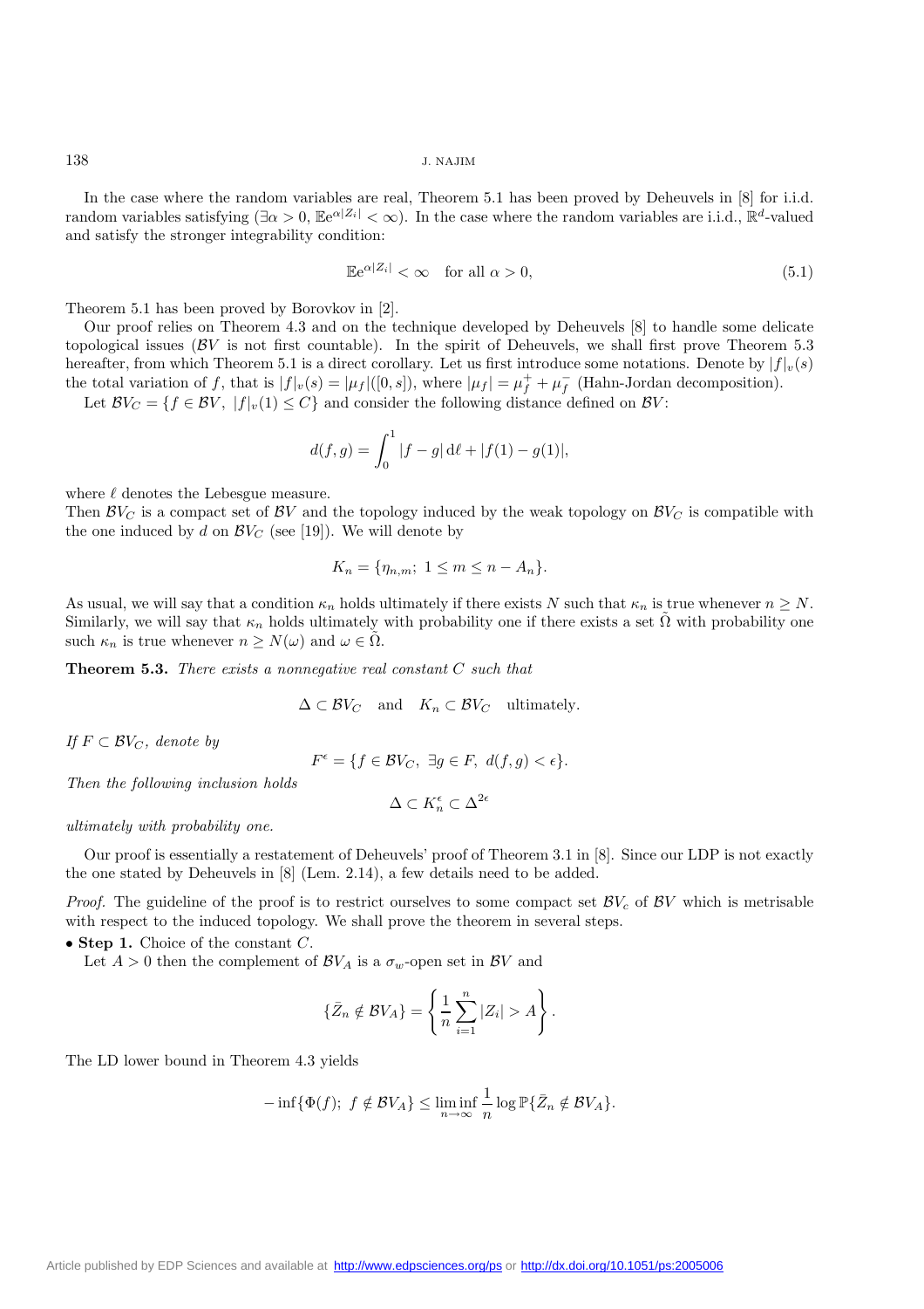In the case where the random variables are real, Theorem 5.1 has been proved by Deheuvels in [8] for i.i.d. random variables satisfying ($\exists \alpha > 0$, $\mathbb{E}e^{\alpha|Z_i|} < \infty$). In the case where the random variables are i.i.d., $\mathbb{R}^d$-valued and satisfy the stronger integrability condition:

$$\mathbb{E}e^{\alpha|Z_i|} < \infty \quad \text{for all } \alpha > 0, \tag{5.1}$$

Theorem 5.1 has been proved by Borovkov in [2].

Our proof relies on Theorem 4.3 and on the technique developed by Deheuvels [8] to handle some delicate topological issues ($\mathcal{B}V$ is not first countable). In the spirit of Deheuvels, we shall first prove Theorem 5.3 hereafter, from which Theorem 5.1 is a direct corollary. Let us first introduce some notations. Denote by $|f|_v(s)$ the total variation of $f$, that is $|f|_v(s) = |\mu_f|([0,s])$, where $|\mu_f| = \mu_f^+ + \mu_f^-$ (Hahn-Jordan decomposition).

Let $\mathcal{B}V_C = \{f \in \mathcal{B}V,\ |f|_v(1) \le C\}$ and consider the following distance defined on $\mathcal{B}V$:

$$d(f,g) = \int_0^1 |f-g|\,\mathrm{d}\ell + |f(1) - g(1)|,$$

where $\ell$ denotes the Lebesgue measure.

Then $\mathcal{B}V_C$ is a compact set of $\mathcal{B}V$ and the topology induced by the weak topology on $\mathcal{B}V_C$ is compatible with the one induced by $d$ on $\mathcal{B}V_C$ (see [19]). We will denote by

$$K_n = \{\eta_{n,m};\ 1 \le m \le n - A_n\}.$$

As usual, we will say that a condition $\kappa_n$ holds ultimately if there exists $N$ such that $\kappa_n$ is true whenever $n \ge N$. Similarly, we will say that $\kappa_n$ holds ultimately with probability one if there exists a set $\tilde{\Omega}$ with probability one such $\kappa_n$ is true whenever $n \ge N(\omega)$ and $\omega \in \tilde{\Omega}$.

**Theorem 5.3.** *There exists a nonnegative real constant $C$ such that*

$$\Delta \subset \mathcal{B}V_C \quad \text{and} \quad K_n \subset \mathcal{B}V_C \quad \text{ultimately.}$$

*If $F \subset \mathcal{B}V_C$, denote by*

$$F^\epsilon = \{f \in \mathcal{B}V_C,\ \exists g \in F,\ d(f,g) < \epsilon\}.$$

*Then the following inclusion holds*

$$\Delta \subset K_n^\epsilon \subset \Delta^{2\epsilon}$$

*ultimately with probability one.*

Our proof is essentially a restatement of Deheuvels' proof of Theorem 3.1 in [8]. Since our LDP is not exactly the one stated by Deheuvels in [8] (Lem. 2.14), a few details need to be added.

*Proof.* The guideline of the proof is to restrict ourselves to some compact set $\mathcal{B}V_c$ of $\mathcal{B}V$ which is metrisable with respect to the induced topology. We shall prove the theorem in several steps.

- **Step 1.** Choice of the constant $C$.

Let $A > 0$ then the complement of $\mathcal{B}V_A$ is a $\sigma_w$-open set in $\mathcal{B}V$ and

$$\{\bar{Z}_n \notin \mathcal{B}V_A\} = \left\{\frac{1}{n}\sum_{i=1}^n |Z_i| > A\right\}.$$

The LD lower bound in Theorem 4.3 yields

$$-\inf\{\Phi(f);\ f \notin \mathcal{B}V_A\} \le \liminf_{n\to\infty} \frac{1}{n} \log \mathbb{P}\{\bar{Z}_n \notin \mathcal{B}V_A\}.$$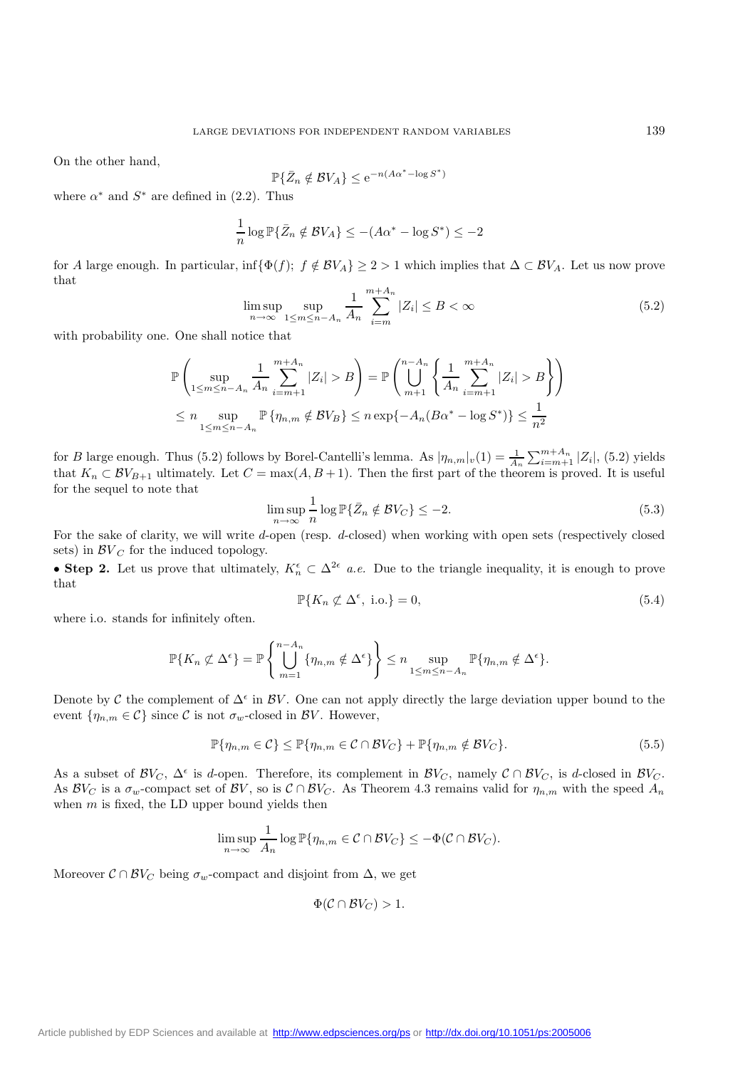On the other hand,

$$\mathbb{P}\{\bar{Z}_n \notin \mathcal{B}V_A\} \leq \mathrm{e}^{-n(A\alpha^* - \log S^*)}$$

where $\alpha^*$ and $S^*$ are defined in (2.2). Thus

$$\frac{1}{n} \log \mathbb{P}\{\bar{Z}_n \notin \mathcal{B}V_A\} \leq -(A\alpha^* - \log S^*) \leq -2$$

for $A$ large enough. In particular, $\inf\{\Phi(f);\ f \notin \mathcal{B}V_A\} \geq 2 > 1$ which implies that $\Delta \subset \mathcal{B}V_A$. Let us now prove that

$$\limsup_{n\to\infty} \sup_{1\leq m\leq n-A_n} \frac{1}{A_n} \sum_{i=m}^{m+A_n} |Z_i| \leq B < \infty \tag{5.2}$$

with probability one. One shall notice that

$$\begin{aligned}
\mathbb{P}\left( \sup_{1\leq m\leq n-A_n} \frac{1}{A_n} \sum_{i=m+1}^{m+A_n} |Z_i| > B \right) &= \mathbb{P}\left( \bigcup_{m+1}^{n-A_n} \left\{ \frac{1}{A_n} \sum_{i=m+1}^{m+A_n} |Z_i| > B \right\} \right) \\
&\leq n \sup_{1\leq m\leq n-A_n} \mathbb{P}\left\{\eta_{n,m} \notin \mathcal{B}V_B\right\} \leq n \exp\{-A_n(B\alpha^* - \log S^*)\} \leq \frac{1}{n^2}
\end{aligned}$$

for $B$ large enough. Thus (5.2) follows by Borel-Cantelli's lemma. As $|\eta_{n,m}|_v(1) = \frac{1}{A_n}\sum_{i=m+1}^{m+A_n} |Z_i|$, (5.2) yields that $K_n \subset \mathcal{B}V_{B+1}$ ultimately. Let $C = \max(A, B+1)$. Then the first part of the theorem is proved. It is useful for the sequel to note that

$$\limsup_{n\to\infty} \frac{1}{n} \log \mathbb{P}\{\bar{Z}_n \notin \mathcal{B}V_C\} \leq -2. \tag{5.3}$$

For the sake of clarity, we will write $d$-open (resp. $d$-closed) when working with open sets (respectively closed sets) in $\mathcal{B}V_C$ for the induced topology.

• **Step 2.** Let us prove that ultimately, $K_n^\epsilon \subset \Delta^{2\epsilon}$ *a.e.* Due to the triangle inequality, it is enough to prove that

$$\mathbb{P}\{K_n \not\subset \Delta^\epsilon,\ \text{i.o.}\} = 0, \tag{5.4}$$

where i.o. stands for infinitely often.

$$\mathbb{P}\{K_n \not\subset \Delta^\epsilon\} = \mathbb{P}\left\{ \bigcup_{m=1}^{n-A_n} \{\eta_{n,m} \notin \Delta^\epsilon\} \right\} \leq n \sup_{1\leq m\leq n-A_n} \mathbb{P}\{\eta_{n,m} \notin \Delta^\epsilon\}.$$

Denote by $\mathcal{C}$ the complement of $\Delta^\epsilon$ in $\mathcal{B}V$. One can not apply directly the large deviation upper bound to the event $\{\eta_{n,m} \in \mathcal{C}\}$ since $\mathcal{C}$ is not $\sigma_w$-closed in $\mathcal{B}V$. However,

$$\mathbb{P}\{\eta_{n,m} \in \mathcal{C}\} \leq \mathbb{P}\{\eta_{n,m} \in \mathcal{C} \cap \mathcal{B}V_C\} + \mathbb{P}\{\eta_{n,m} \notin \mathcal{B}V_C\}. \tag{5.5}$$

As a subset of $\mathcal{B}V_C$, $\Delta^\epsilon$ is $d$-open. Therefore, its complement in $\mathcal{B}V_C$, namely $\mathcal{C} \cap \mathcal{B}V_C$, is $d$-closed in $\mathcal{B}V_C$. As $\mathcal{B}V_C$ is a $\sigma_w$-compact set of $\mathcal{B}V$, so is $\mathcal{C} \cap \mathcal{B}V_C$. As Theorem 4.3 remains valid for $\eta_{n,m}$ with the speed $A_n$ when $m$ is fixed, the LD upper bound yields then

$$\limsup_{n\to\infty} \frac{1}{A_n} \log \mathbb{P}\{\eta_{n,m} \in \mathcal{C} \cap \mathcal{B}V_C\} \leq -\Phi(\mathcal{C} \cap \mathcal{B}V_C).$$

Moreover $\mathcal{C} \cap \mathcal{B}V_C$ being $\sigma_w$-compact and disjoint from $\Delta$, we get

$$\Phi(\mathcal{C} \cap \mathcal{B}V_C) > 1.$$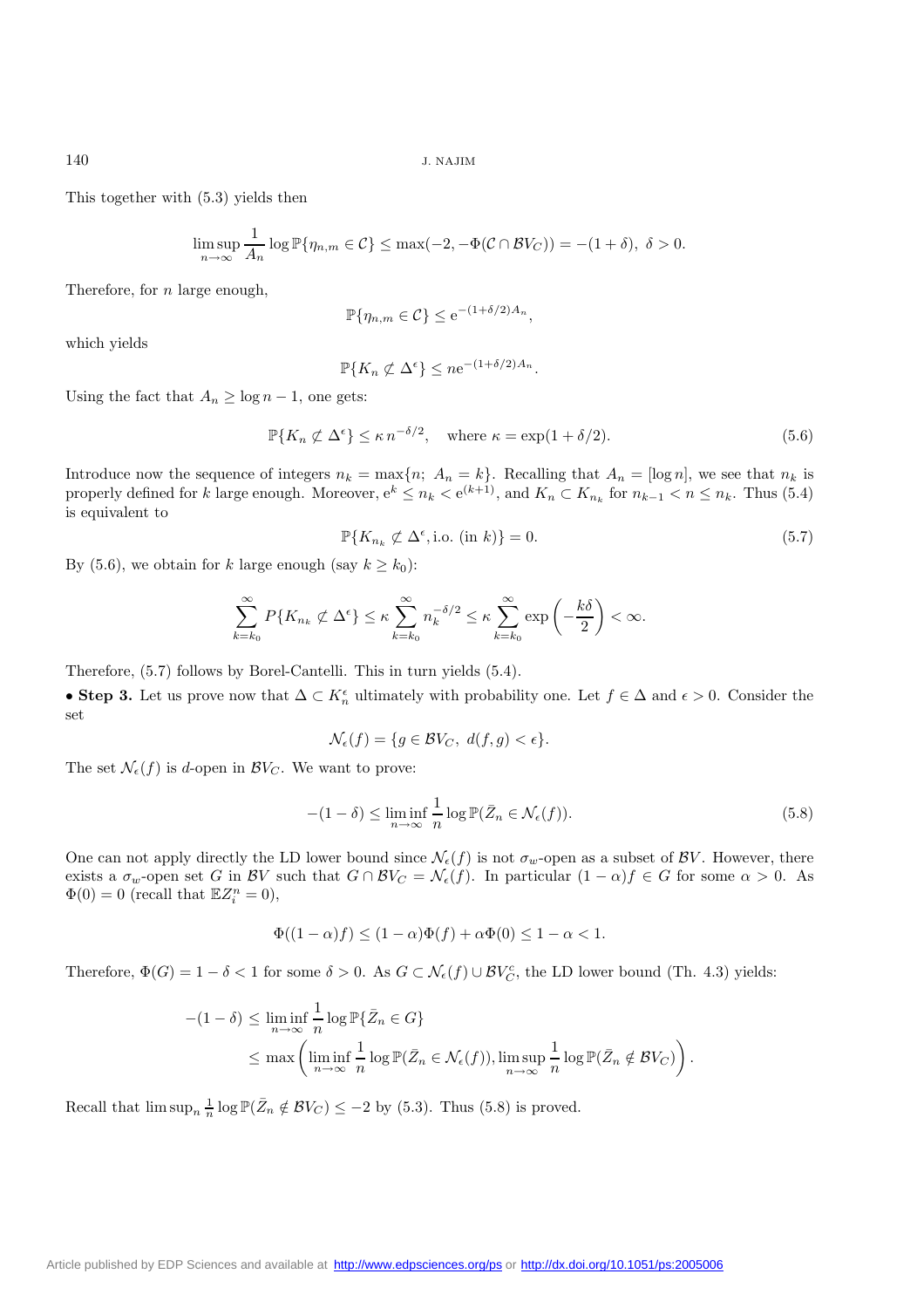This together with (5.3) yields then

$$\limsup_{n\to\infty} \frac{1}{A_n} \log \mathbb{P}\{\eta_{n,m} \in \mathcal{C}\} \leq \max(-2, -\Phi(\mathcal{C} \cap \mathcal{B}V_C)) = -(1+\delta),\ \delta > 0.$$

Therefore, for $n$ large enough,

$$\mathbb{P}\{\eta_{n,m} \in \mathcal{C}\} \leq \mathrm{e}^{-(1+\delta/2)A_n},$$

which yields

$$\mathbb{P}\{K_n \not\subset \Delta^\epsilon\} \leq n\mathrm{e}^{-(1+\delta/2)A_n}.$$

Using the fact that $A_n \geq \log n - 1$, one gets:

$$\mathbb{P}\{K_n \not\subset \Delta^\epsilon\} \leq \kappa\, n^{-\delta/2}, \quad \text{where } \kappa = \exp(1+\delta/2). \tag{5.6}$$

Introduce now the sequence of integers $n_k = \max\{n;\ A_n = k\}$. Recalling that $A_n = [\log n]$, we see that $n_k$ is properly defined for $k$ large enough. Moreover, $\mathrm{e}^k \leq n_k < \mathrm{e}^{(k+1)}$, and $K_n \subset K_{n_k}$ for $n_{k-1} < n \leq n_k$. Thus (5.4) is equivalent to

$$\mathbb{P}\{K_{n_k} \not\subset \Delta^\epsilon, \text{i.o. (in } k)\} = 0. \tag{5.7}$$

By (5.6), we obtain for $k$ large enough (say $k \geq k_0$):

$$\sum_{k=k_0}^{\infty} P\{K_{n_k} \not\subset \Delta^\epsilon\} \leq \kappa \sum_{k=k_0}^{\infty} n_k^{-\delta/2} \leq \kappa \sum_{k=k_0}^{\infty} \exp\left(-\frac{k\delta}{2}\right) < \infty.$$

Therefore, (5.7) follows by Borel-Cantelli. This in turn yields (5.4).

• **Step 3.** Let us prove now that $\Delta \subset K_n^\epsilon$ ultimately with probability one. Let $f \in \Delta$ and $\epsilon > 0$. Consider the set

$$\mathcal{N}_\epsilon(f) = \{g \in \mathcal{B}V_C,\ d(f,g) < \epsilon\}.$$

The set $\mathcal{N}_\epsilon(f)$ is $d$-open in $\mathcal{B}V_C$. We want to prove:

$$-(1-\delta) \leq \liminf_{n\to\infty} \frac{1}{n} \log \mathbb{P}(\bar{Z}_n \in \mathcal{N}_\epsilon(f)). \tag{5.8}$$

One can not apply directly the LD lower bound since $\mathcal{N}_\epsilon(f)$ is not $\sigma_w$-open as a subset of $\mathcal{B}V$. However, there exists a $\sigma_w$-open set $G$ in $\mathcal{B}V$ such that $G \cap \mathcal{B}V_C = \mathcal{N}_\epsilon(f)$. In particular $(1-\alpha)f \in G$ for some $\alpha > 0$. As $\Phi(0) = 0$ (recall that $\mathbb{E}Z_i^n = 0$),

$$\Phi((1-\alpha)f) \leq (1-\alpha)\Phi(f) + \alpha\Phi(0) \leq 1 - \alpha < 1.$$

Therefore, $\Phi(G) = 1 - \delta < 1$ for some $\delta > 0$. As $G \subset \mathcal{N}_\epsilon(f) \cup \mathcal{B}V_C^c$, the LD lower bound (Th. 4.3) yields:

$$\begin{aligned}
-(1-\delta) &\leq \liminf_{n\to\infty} \frac{1}{n} \log \mathbb{P}\{\bar{Z}_n \in G\} \\
&\leq \max\left(\liminf_{n\to\infty} \frac{1}{n} \log \mathbb{P}(\bar{Z}_n \in \mathcal{N}_\epsilon(f)), \limsup_{n\to\infty} \frac{1}{n} \log \mathbb{P}(\bar{Z}_n \notin \mathcal{B}V_C)\right).
\end{aligned}$$

Recall that $\limsup_n \frac{1}{n} \log \mathbb{P}(\bar{Z}_n \notin \mathcal{B}V_C) \leq -2$ by (5.3). Thus (5.8) is proved.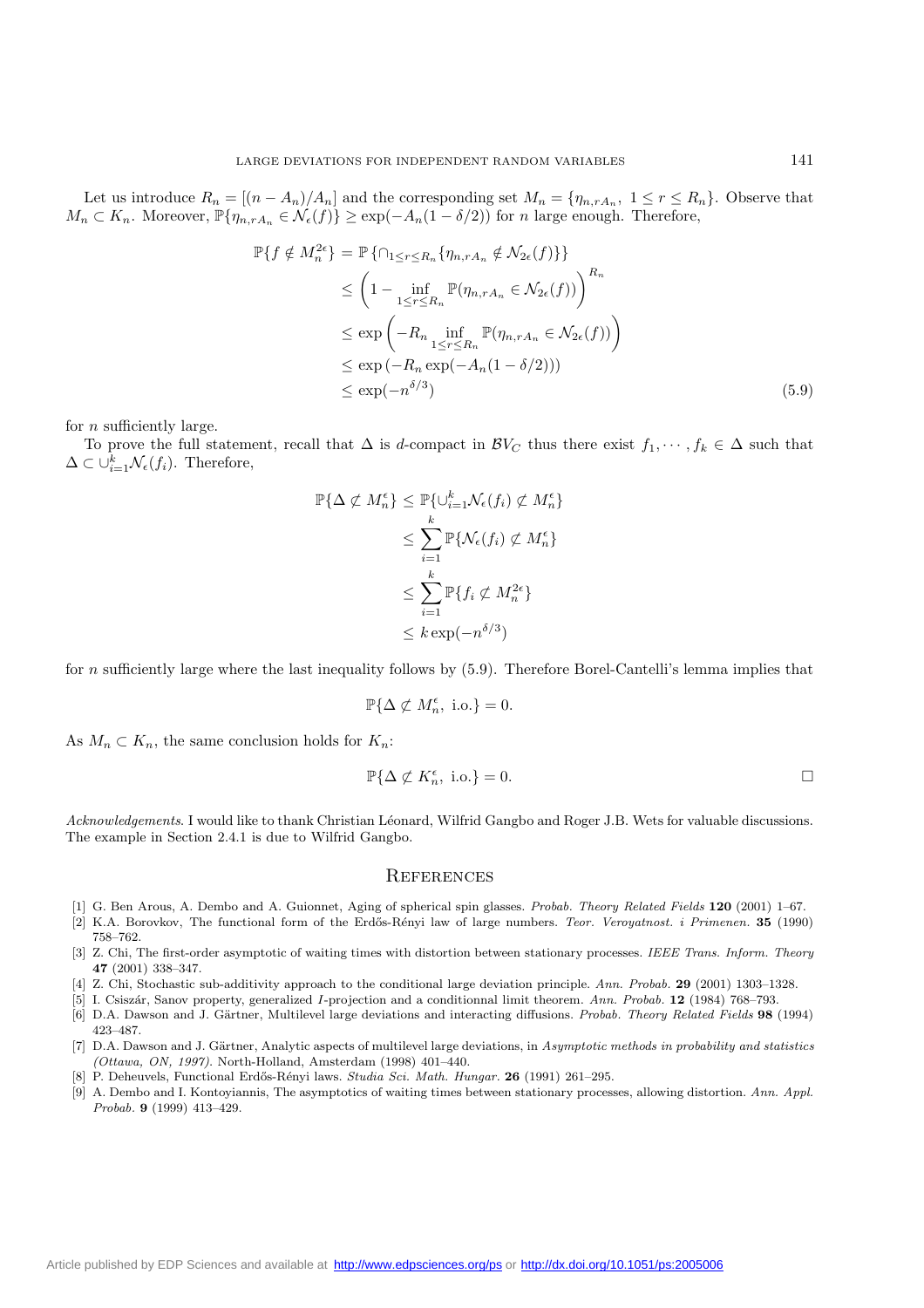Let us introduce $R_n = [(n - A_n)/A_n]$ and the corresponding set $M_n = \{\eta_{n,rA_n},\ 1 \leq r \leq R_n\}$. Observe that $M_n \subset K_n$. Moreover, $\mathbb{P}\{\eta_{n,rA_n} \in \mathcal{N}_\epsilon(f)\} \geq \exp(-A_n(1-\delta/2))$ for $n$ large enough. Therefore,

$$
\begin{aligned}
\mathbb{P}\{f \notin M_n^{2\epsilon}\} &= \mathbb{P}\left\{\cap_{1\leq r\leq R_n}\{\eta_{n,rA_n} \notin \mathcal{N}_{2\epsilon}(f)\}\right\} \\
&\leq \left(1 - \inf_{1\leq r\leq R_n} \mathbb{P}(\eta_{n,rA_n} \in \mathcal{N}_{2\epsilon}(f))\right)^{R_n} \\
&\leq \exp\left(-R_n \inf_{1\leq r\leq R_n} \mathbb{P}(\eta_{n,rA_n} \in \mathcal{N}_{2\epsilon}(f))\right) \\
&\leq \exp\left(-R_n \exp(-A_n(1-\delta/2))\right) \\
&\leq \exp(-n^{\delta/3})
\end{aligned} \tag{5.9}
$$

for $n$ sufficiently large.

To prove the full statement, recall that $\Delta$ is $d$-compact in $\mathcal{B}V_C$ thus there exist $f_1, \cdots, f_k \in \Delta$ such that $\Delta \subset \cup_{i=1}^k \mathcal{N}_\epsilon(f_i)$. Therefore,

$$
\begin{aligned}
\mathbb{P}\{\Delta \not\subset M_n^\epsilon\} &\leq \mathbb{P}\{\cup_{i=1}^k \mathcal{N}_\epsilon(f_i) \not\subset M_n^\epsilon\} \\
&\leq \sum_{i=1}^k \mathbb{P}\{\mathcal{N}_\epsilon(f_i) \not\subset M_n^\epsilon\} \\
&\leq \sum_{i=1}^k \mathbb{P}\{f_i \not\subset M_n^{2\epsilon}\} \\
&\leq k\exp(-n^{\delta/3})
\end{aligned}
$$

for $n$ sufficiently large where the last inequality follows by (5.9). Therefore Borel-Cantelli's lemma implies that

$$
\mathbb{P}\{\Delta \not\subset M_n^\epsilon,\ \text{i.o.}\} = 0.
$$

As $M_n \subset K_n$, the same conclusion holds for $K_n$:

$$
\mathbb{P}\{\Delta \not\subset K_n^\epsilon,\ \text{i.o.}\} = 0.
$$

□

*Acknowledgements*. I would like to thank Christian Léonard, Wilfrid Gangbo and Roger J.B. Wets for valuable discussions. The example in Section 2.4.1 is due to Wilfrid Gangbo.

## References

[1] G. Ben Arous, A. Dembo and A. Guionnet, Aging of spherical spin glasses. *Probab. Theory Related Fields* **120** (2001) 1–67.

[2] K.A. Borovkov, The functional form of the Erdős-Rényi law of large numbers. *Teor. Veroyatnost. i Primenen.* **35** (1990) 758–762.

[3] Z. Chi, The first-order asymptotic of waiting times with distortion between stationary processes. *IEEE Trans. Inform. Theory* **47** (2001) 338–347.

[4] Z. Chi, Stochastic sub-additivity approach to the conditional large deviation principle. *Ann. Probab.* **29** (2001) 1303–1328.

[5] I. Csiszár, Sanov property, generalized $I$-projection and a conditionnal limit theorem. *Ann. Probab.* **12** (1984) 768–793.

[6] D.A. Dawson and J. Gärtner, Multilevel large deviations and interacting diffusions. *Probab. Theory Related Fields* **98** (1994) 423–487.

[7] D.A. Dawson and J. Gärtner, Analytic aspects of multilevel large deviations, in *Asymptotic methods in probability and statistics (Ottawa, ON, 1997)*. North-Holland, Amsterdam (1998) 401–440.

[8] P. Deheuvels, Functional Erdős-Rényi laws. *Studia Sci. Math. Hungar.* **26** (1991) 261–295.

[9] A. Dembo and I. Kontoyiannis, The asymptotics of waiting times between stationary processes, allowing distortion. *Ann. Appl. Probab.* **9** (1999) 413–429.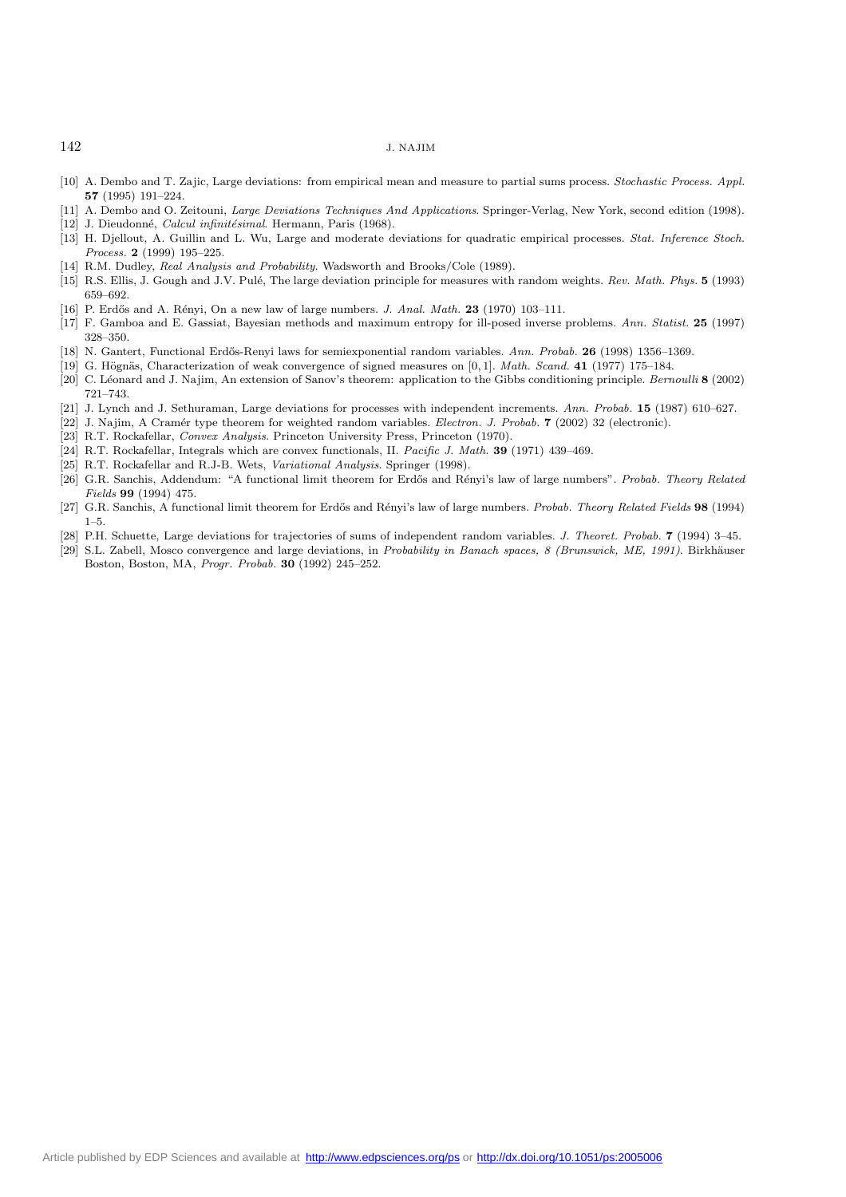[10] A. Dembo and T. Zajic, Large deviations: from empirical mean and measure to partial sums process. *Stochastic Process. Appl.* **57** (1995) 191–224.

[11] A. Dembo and O. Zeitouni, *Large Deviations Techniques And Applications*. Springer-Verlag, New York, second edition (1998).

[12] J. Dieudonné, *Calcul infinitésimal*. Hermann, Paris (1968).

[13] H. Djellout, A. Guillin and L. Wu, Large and moderate deviations for quadratic empirical processes. *Stat. Inference Stoch. Process.* **2** (1999) 195–225.

[14] R.M. Dudley, *Real Analysis and Probability*. Wadsworth and Brooks/Cole (1989).

[15] R.S. Ellis, J. Gough and J.V. Pulé, The large deviation principle for measures with random weights. *Rev. Math. Phys.* **5** (1993) 659–692.

[16] P. Erdős and A. Rényi, On a new law of large numbers. *J. Anal. Math.* **23** (1970) 103–111.

[17] F. Gamboa and E. Gassiat, Bayesian methods and maximum entropy for ill-posed inverse problems. *Ann. Statist.* **25** (1997) 328–350.

[18] N. Gantert, Functional Erdős-Renyi laws for semiexponential random variables. *Ann. Probab.* **26** (1998) 1356–1369.

[19] G. Högnäs, Characterization of weak convergence of signed measures on $[0,1]$. *Math. Scand.* **41** (1977) 175–184.

[20] C. Léonard and J. Najim, An extension of Sanov's theorem: application to the Gibbs conditioning principle. *Bernoulli* **8** (2002) 721–743.

[21] J. Lynch and J. Sethuraman, Large deviations for processes with independent increments. *Ann. Probab.* **15** (1987) 610–627.

[22] J. Najim, A Cramér type theorem for weighted random variables. *Electron. J. Probab.* **7** (2002) 32 (electronic).

[23] R.T. Rockafellar, *Convex Analysis*. Princeton University Press, Princeton (1970).

[24] R.T. Rockafellar, Integrals which are convex functionals, II. *Pacific J. Math.* **39** (1971) 439–469.

[25] R.T. Rockafellar and R.J-B. Wets, *Variational Analysis*. Springer (1998).

[26] G.R. Sanchis, Addendum: "A functional limit theorem for Erdős and Rényi's law of large numbers". *Probab. Theory Related Fields* **99** (1994) 475.

[27] G.R. Sanchis, A functional limit theorem for Erdős and Rényi's law of large numbers. *Probab. Theory Related Fields* **98** (1994) 1–5.

[28] P.H. Schuette, Large deviations for trajectories of sums of independent random variables. *J. Theoret. Probab.* **7** (1994) 3–45.

[29] S.L. Zabell, Mosco convergence and large deviations, in *Probability in Banach spaces, 8 (Brunswick, ME, 1991)*. Birkhäuser Boston, Boston, MA, *Progr. Probab.* **30** (1992) 245–252.